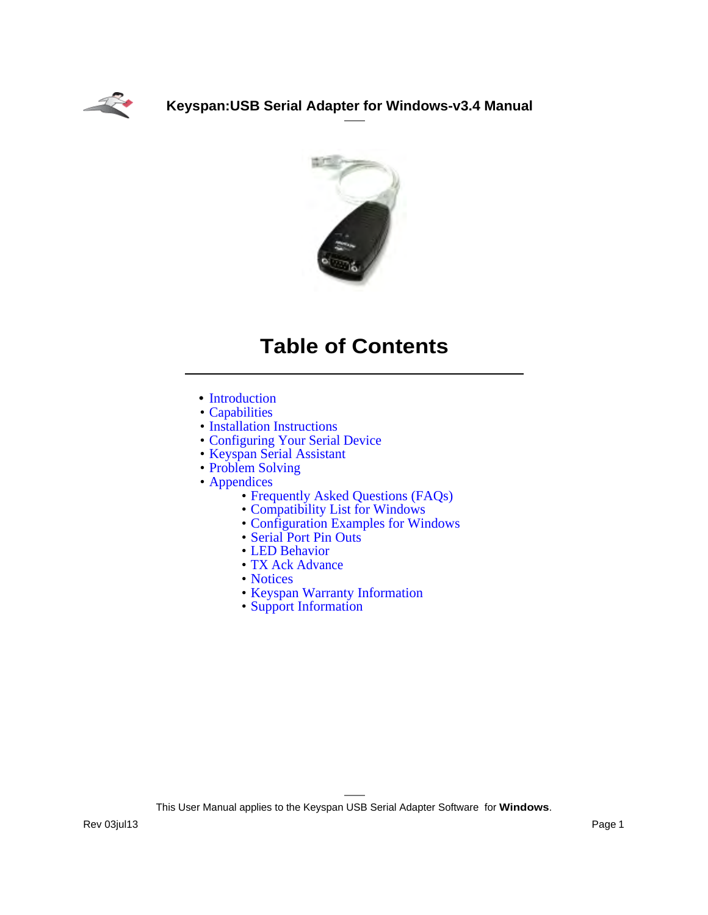# Keyspan:USB Serial Adapter for Windows-v3.4 Manual

## Table of Contents

- Introduction
- Capabilities
- Installation Instructions
- Configuring Your Serial Device
- Keyspan Serial Assistant
- Problem Solving
- Appendices
  - Frequently Asked Questions (FAQs)
  - Compatibility List for Windows
  - Configuration Examples for Windows
  - Serial Port Pin Outs
  - LED Behavior
  - TX Ack Advance
  - Notices
  - Keyspan Warranty Information
  - Support Information

This User Manual applies to the Keyspan USB Serial Adapter Software for **Windows**.

Rev 03jul13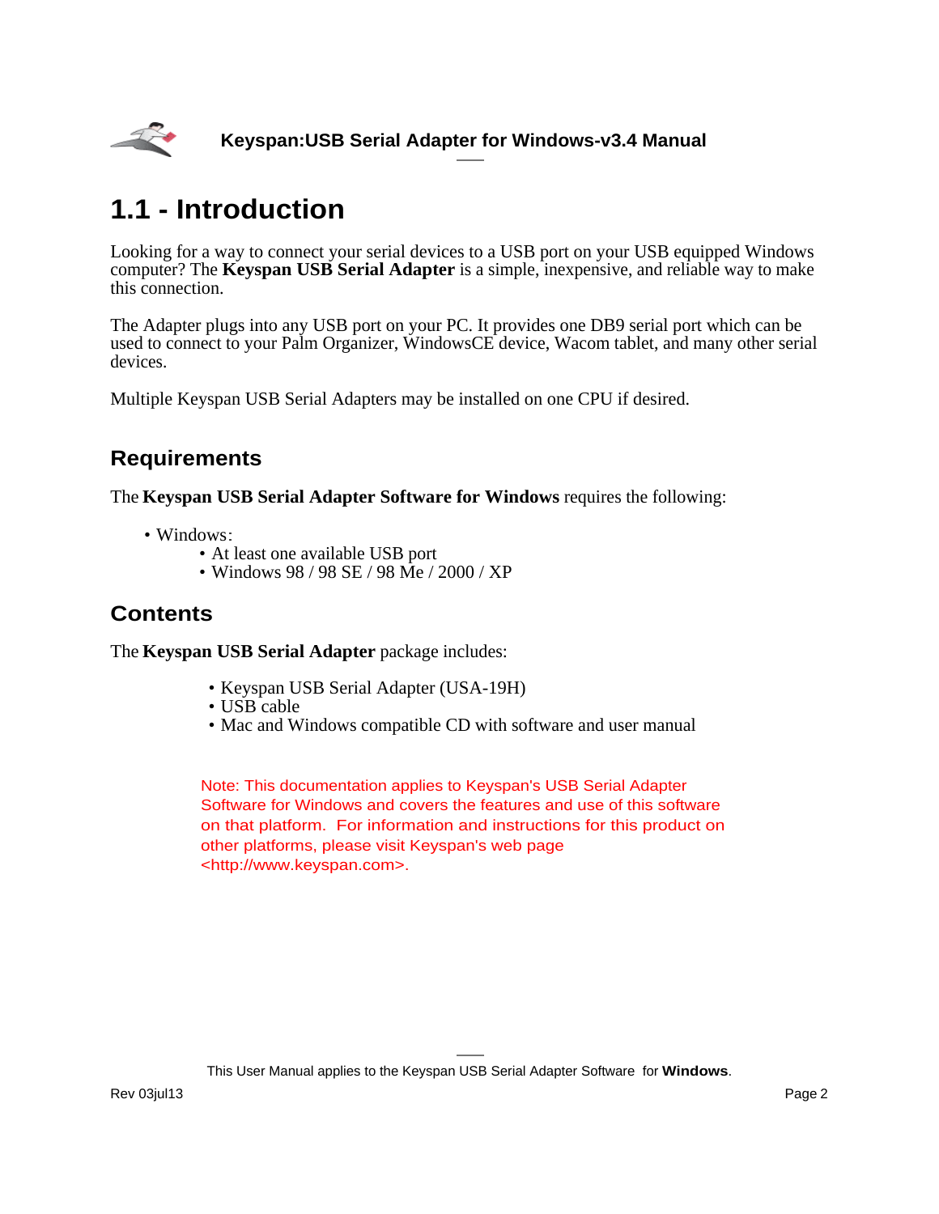# 1.1 - Introduction

Looking for a way to connect your serial devices to a USB port on your USB equipped Windows computer? The **Keyspan USB Serial Adapter** is a simple, inexpensive, and reliable way to make this connection.

The Adapter plugs into any USB port on your PC. It provides one DB9 serial port which can be used to connect to your Palm Organizer, WindowsCE device, Wacom tablet, and many other serial devices.

Multiple Keyspan USB Serial Adapters may be installed on one CPU if desired.

## Requirements

The **Keyspan USB Serial Adapter Software for Windows** requires the following:

- Windows:
  - At least one available USB port
  - Windows 98 / 98 SE / 98 Me / 2000 / XP

## Contents

The **Keyspan USB Serial Adapter** package includes:

- Keyspan USB Serial Adapter (USA-19H)
- USB cable
- Mac and Windows compatible CD with software and user manual

Note: This documentation applies to Keyspan's USB Serial Adapter Software for Windows and covers the features and use of this software on that platform. For information and instructions for this product on other platforms, please visit Keyspan's web page <http://www.keyspan.com>.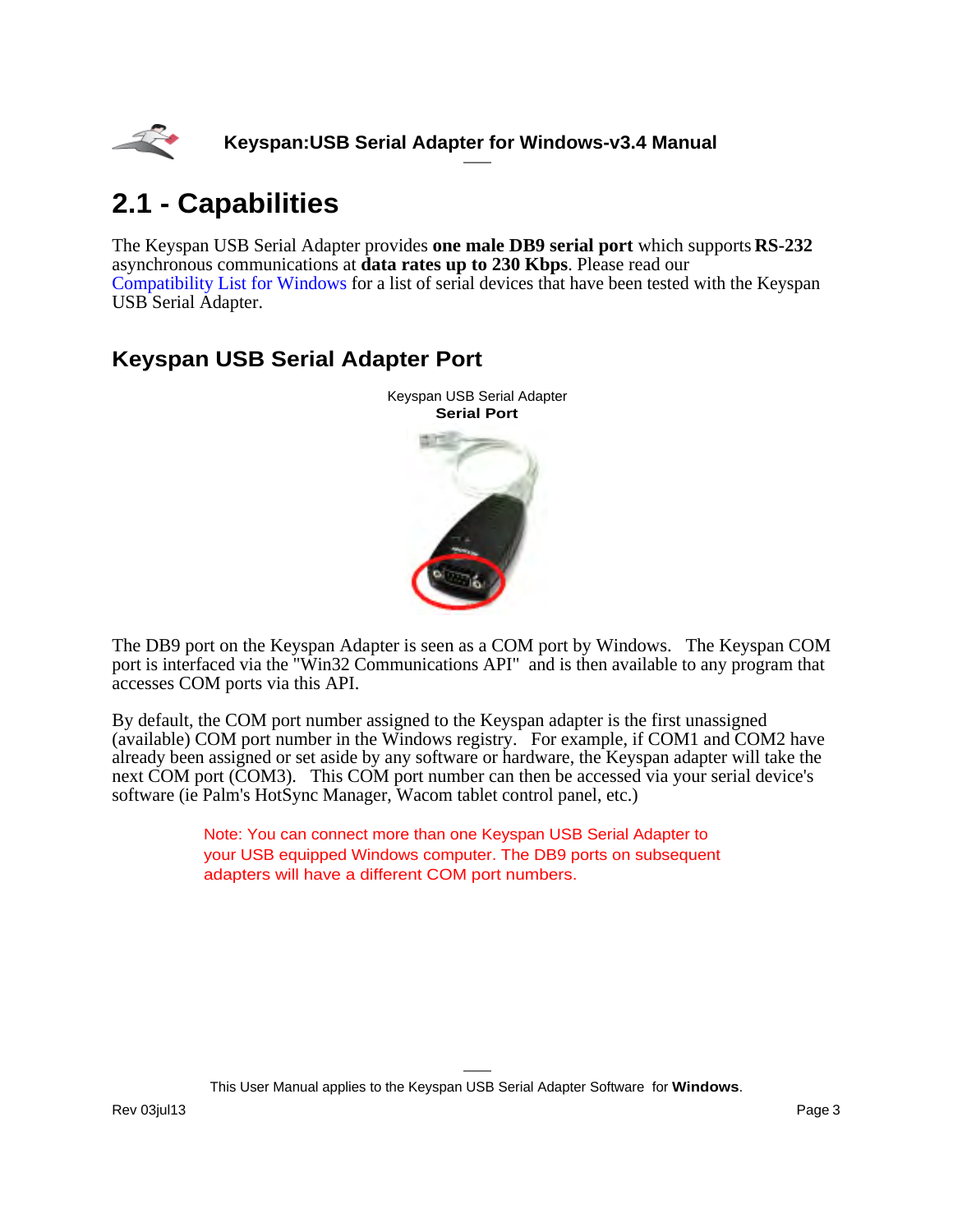# 2.1 - Capabilities

The Keyspan USB Serial Adapter provides **one male DB9 serial port** which supports **RS-232** asynchronous communications at **data rates up to 230 Kbps**. Please read our Compatibility List for Windows for a list of serial devices that have been tested with the Keyspan USB Serial Adapter.

## Keyspan USB Serial Adapter Port

Keyspan USB Serial Adapter
**Serial Port**

The DB9 port on the Keyspan Adapter is seen as a COM port by Windows. The Keyspan COM port is interfaced via the "Win32 Communications API" and is then available to any program that accesses COM ports via this API.

By default, the COM port number assigned to the Keyspan adapter is the first unassigned (available) COM port number in the Windows registry. For example, if COM1 and COM2 have already been assigned or set aside by any software or hardware, the Keyspan adapter will take the next COM port (COM3). This COM port number can then be accessed via your serial device's software (ie Palm's HotSync Manager, Wacom tablet control panel, etc.)

Note: You can connect more than one Keyspan USB Serial Adapter to your USB equipped Windows computer. The DB9 ports on subsequent adapters will have a different COM port numbers.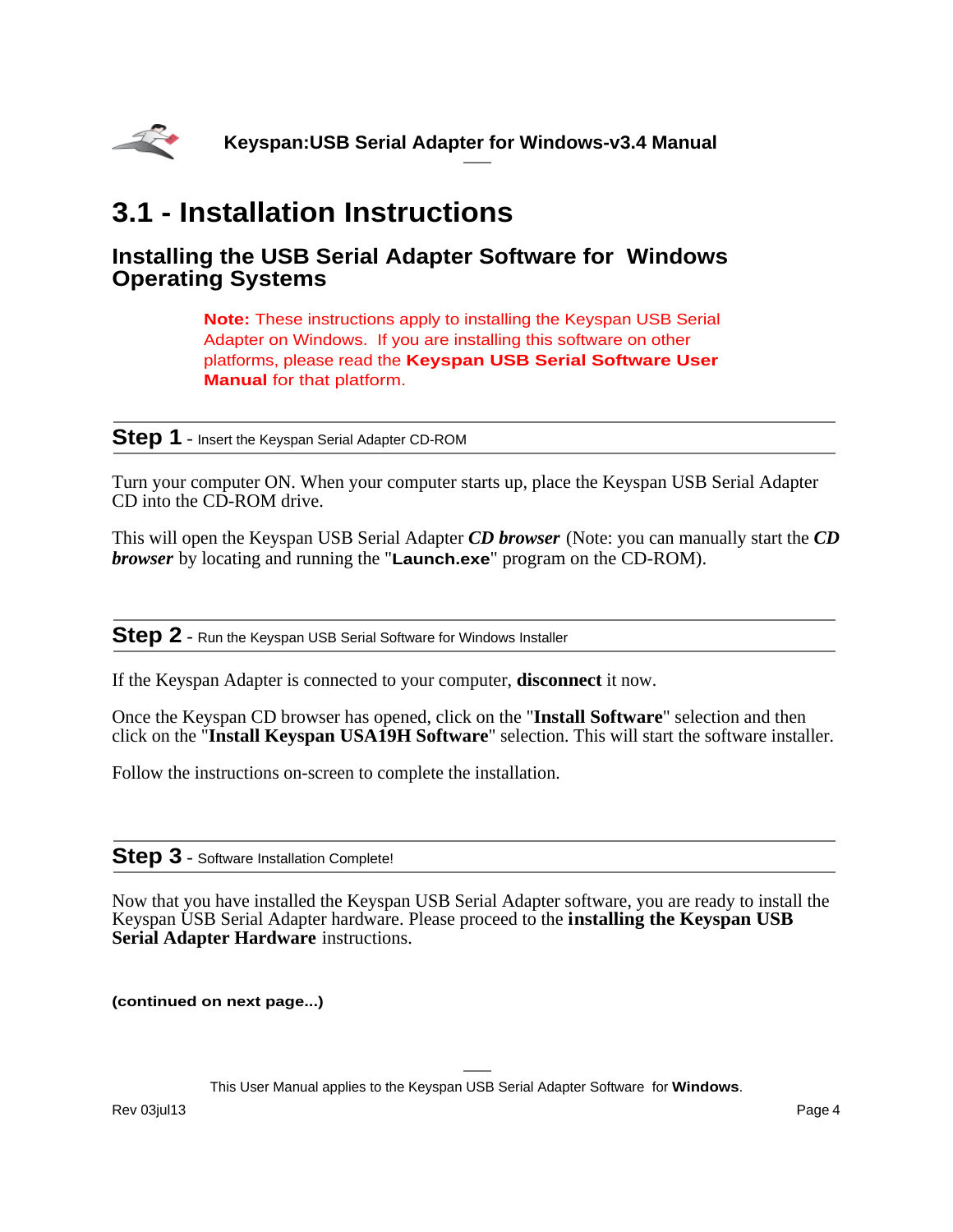# 3.1 - Installation Instructions

## Installing the USB Serial Adapter Software for Windows Operating Systems

> **Note:** These instructions apply to installing the Keyspan USB Serial Adapter on Windows. If you are installing this software on other platforms, please read the **Keyspan USB Serial Software User Manual** for that platform.

---

### Step 1 - Insert the Keyspan Serial Adapter CD-ROM

---

Turn your computer ON. When your computer starts up, place the Keyspan USB Serial Adapter CD into the CD-ROM drive.

This will open the Keyspan USB Serial Adapter ***CD browser*** (Note: you can manually start the ***CD browser*** by locating and running the "**Launch.exe**" program on the CD-ROM).

---

### Step 2 - Run the Keyspan USB Serial Software for Windows Installer

---

If the Keyspan Adapter is connected to your computer, **disconnect** it now.

Once the Keyspan CD browser has opened, click on the "**Install Software**" selection and then click on the "**Install Keyspan USA19H Software**" selection. This will start the software installer.

Follow the instructions on-screen to complete the installation.

---

### Step 3 - Software Installation Complete!

---

Now that you have installed the Keyspan USB Serial Adapter software, you are ready to install the Keyspan USB Serial Adapter hardware. Please proceed to the **installing the Keyspan USB Serial Adapter Hardware** instructions.

**(continued on next page...)**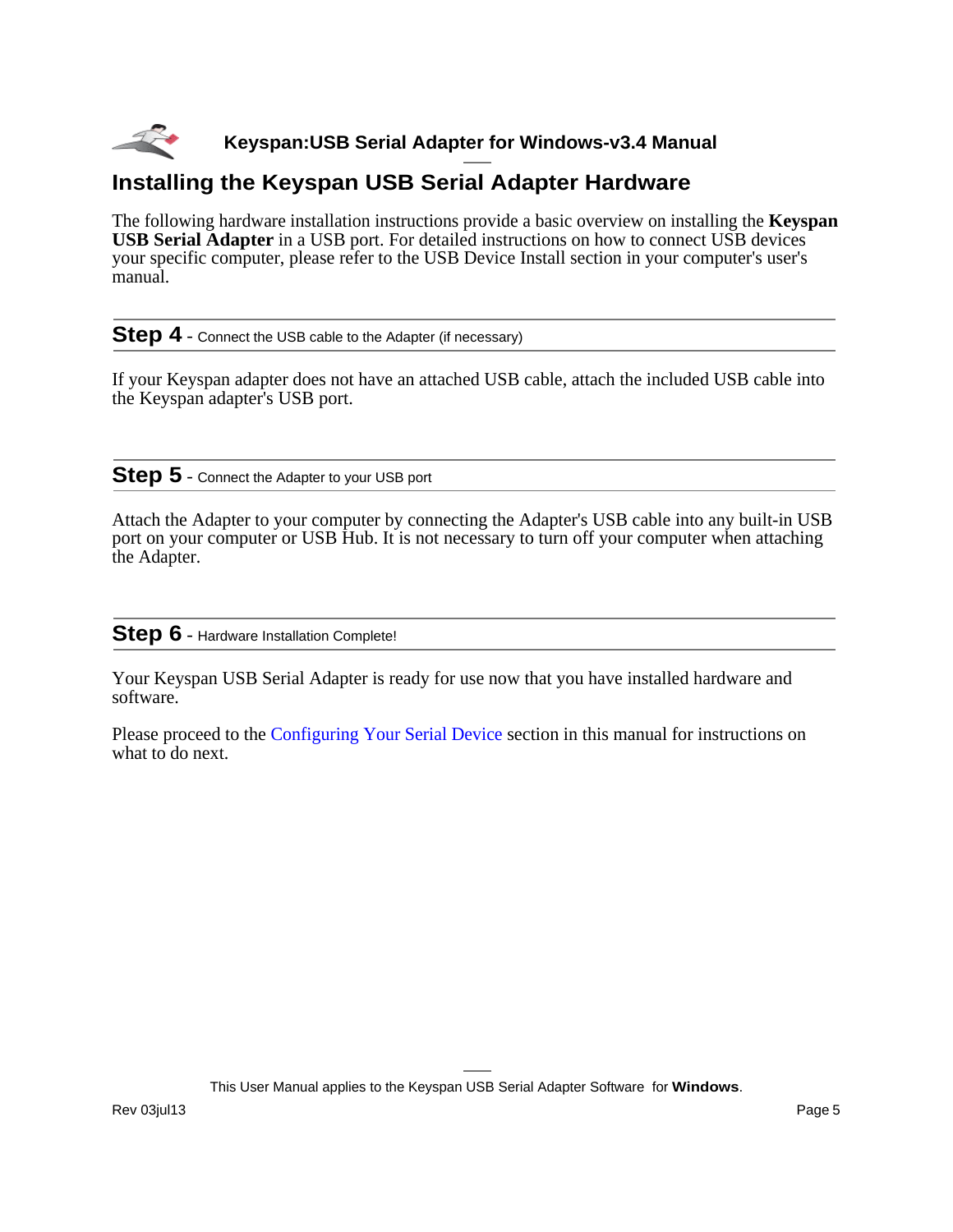## Installing the Keyspan USB Serial Adapter Hardware

The following hardware installation instructions provide a basic overview on installing the **Keyspan USB Serial Adapter** in a USB port. For detailed instructions on how to connect USB devices your specific computer, please refer to the USB Device Install section in your computer's user's manual.

### Step 4 - Connect the USB cable to the Adapter (if necessary)

If your Keyspan adapter does not have an attached USB cable, attach the included USB cable into the Keyspan adapter's USB port.

### Step 5 - Connect the Adapter to your USB port

Attach the Adapter to your computer by connecting the Adapter's USB cable into any built-in USB port on your computer or USB Hub. It is not necessary to turn off your computer when attaching the Adapter.

### Step 6 - Hardware Installation Complete!

Your Keyspan USB Serial Adapter is ready for use now that you have installed hardware and software.

Please proceed to the Configuring Your Serial Device section in this manual for instructions on what to do next.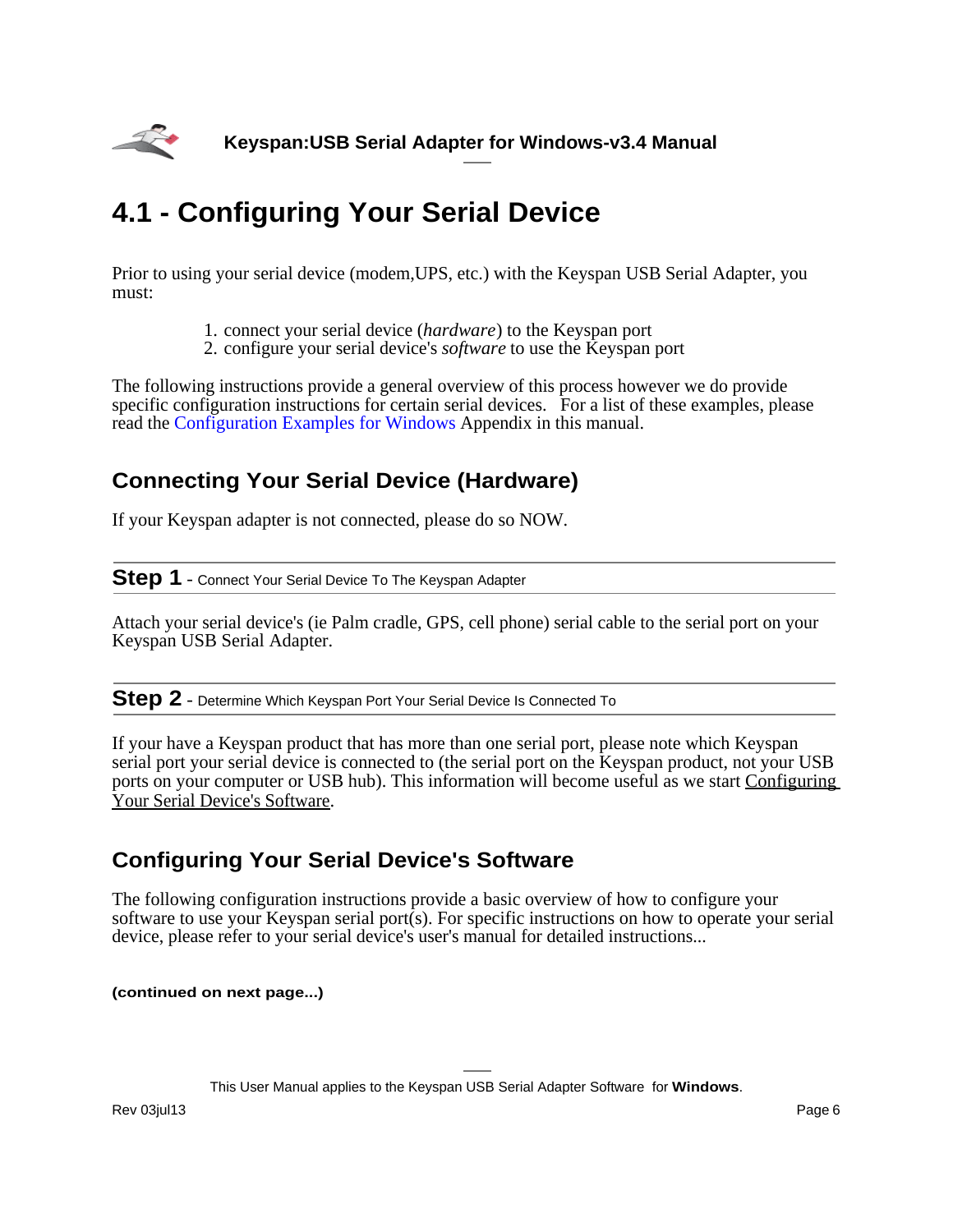# 4.1 - Configuring Your Serial Device

Prior to using your serial device (modem,UPS, etc.) with the Keyspan USB Serial Adapter, you must:

1. connect your serial device (*hardware*) to the Keyspan port
2. configure your serial device's *software* to use the Keyspan port

The following instructions provide a general overview of this process however we do provide specific configuration instructions for certain serial devices. For a list of these examples, please read the Configuration Examples for Windows Appendix in this manual.

## Connecting Your Serial Device (Hardware)

If your Keyspan adapter is not connected, please do so NOW.

### Step 1 - Connect Your Serial Device To The Keyspan Adapter

Attach your serial device's (ie Palm cradle, GPS, cell phone) serial cable to the serial port on your Keyspan USB Serial Adapter.

### Step 2 - Determine Which Keyspan Port Your Serial Device Is Connected To

If your have a Keyspan product that has more than one serial port, please note which Keyspan serial port your serial device is connected to (the serial port on the Keyspan product, not your USB ports on your computer or USB hub). This information will become useful as we start Configuring Your Serial Device's Software.

## Configuring Your Serial Device's Software

The following configuration instructions provide a basic overview of how to configure your software to use your Keyspan serial port(s). For specific instructions on how to operate your serial device, please refer to your serial device's user's manual for detailed instructions...

**(continued on next page...)**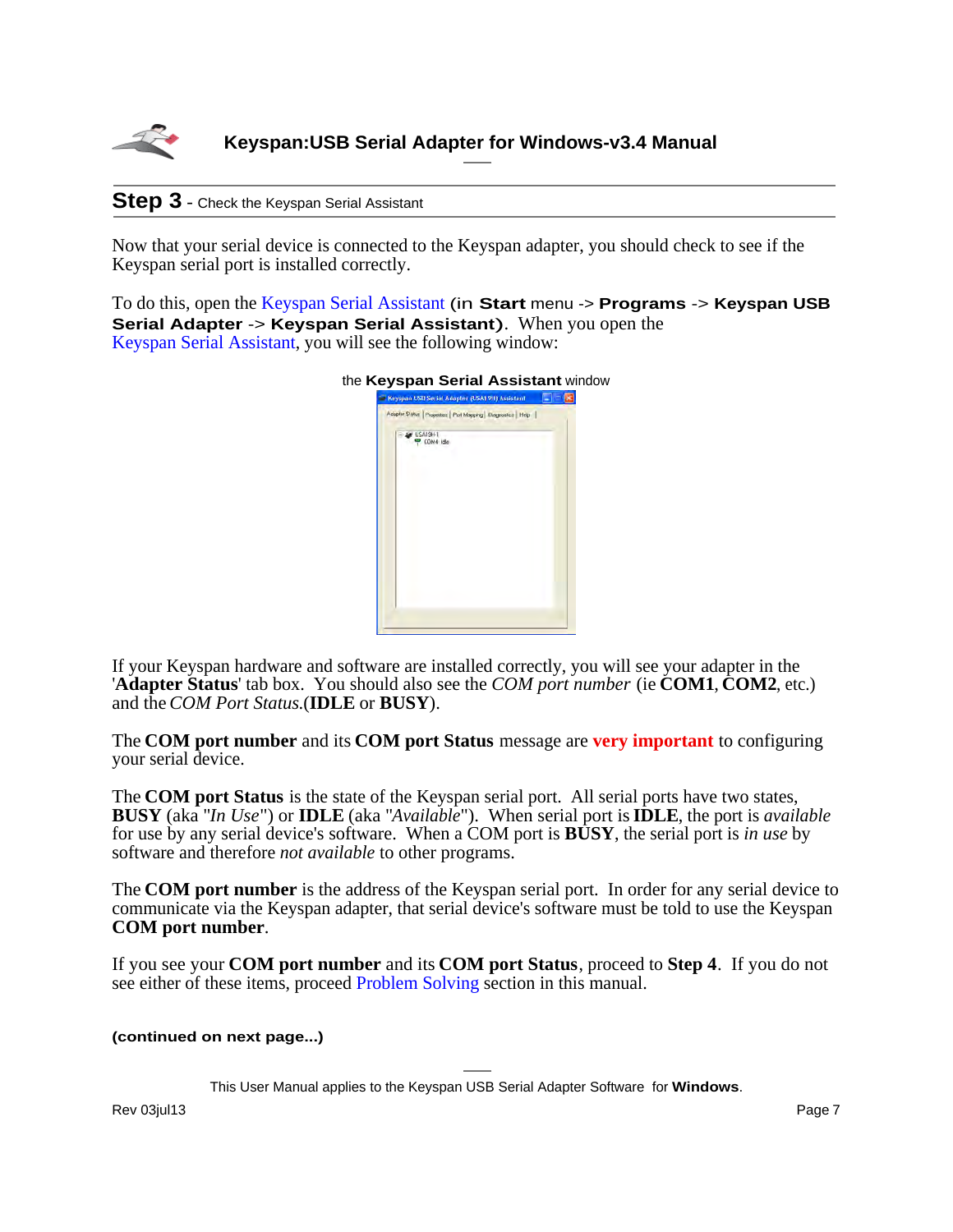## Step 3 - Check the Keyspan Serial Assistant

Now that your serial device is connected to the Keyspan adapter, you should check to see if the Keyspan serial port is installed correctly.

To do this, open the Keyspan Serial Assistant (in **Start** menu -> **Programs** -> **Keyspan USB Serial Adapter** -> **Keyspan Serial Assistant**). When you open the Keyspan Serial Assistant, you will see the following window:

the **Keyspan Serial Assistant** window

If your Keyspan hardware and software are installed correctly, you will see your adapter in the '**Adapter Status**' tab box. You should also see the *COM port number* (ie **COM1**, **COM2**, etc.) and the *COM Port Status*.(**IDLE** or **BUSY**).

The **COM port number** and its **COM port Status** message are **very important** to configuring your serial device.

The **COM port Status** is the state of the Keyspan serial port. All serial ports have two states, **BUSY** (aka "*In Use*") or **IDLE** (aka "*Available*"). When serial port is **IDLE**, the port is *available* for use by any serial device's software. When a COM port is **BUSY**, the serial port is *in use* by software and therefore *not available* to other programs.

The **COM port number** is the address of the Keyspan serial port. In order for any serial device to communicate via the Keyspan adapter, that serial device's software must be told to use the Keyspan **COM port number**.

If you see your **COM port number** and its **COM port Status**, proceed to **Step 4**. If you do not see either of these items, proceed Problem Solving section in this manual.

**(continued on next page...)**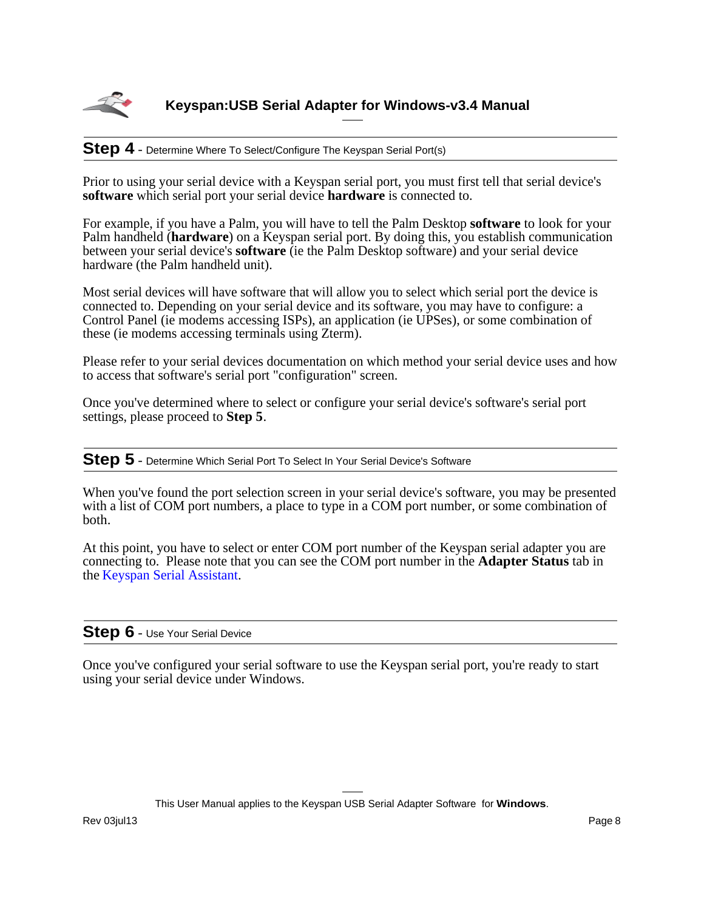## Step 4 - Determine Where To Select/Configure The Keyspan Serial Port(s)

Prior to using your serial device with a Keyspan serial port, you must first tell that serial device's **software** which serial port your serial device **hardware** is connected to.

For example, if you have a Palm, you will have to tell the Palm Desktop **software** to look for your Palm handheld (**hardware**) on a Keyspan serial port. By doing this, you establish communication between your serial device's **software** (ie the Palm Desktop software) and your serial device hardware (the Palm handheld unit).

Most serial devices will have software that will allow you to select which serial port the device is connected to. Depending on your serial device and its software, you may have to configure: a Control Panel (ie modems accessing ISPs), an application (ie UPSes), or some combination of these (ie modems accessing terminals using Zterm).

Please refer to your serial devices documentation on which method your serial device uses and how to access that software's serial port "configuration" screen.

Once you've determined where to select or configure your serial device's software's serial port settings, please proceed to **Step 5**.

## Step 5 - Determine Which Serial Port To Select In Your Serial Device's Software

When you've found the port selection screen in your serial device's software, you may be presented with a list of COM port numbers, a place to type in a COM port number, or some combination of both.

At this point, you have to select or enter COM port number of the Keyspan serial adapter you are connecting to. Please note that you can see the COM port number in the **Adapter Status** tab in the Keyspan Serial Assistant.

## Step 6 - Use Your Serial Device

Once you've configured your serial software to use the Keyspan serial port, you're ready to start using your serial device under Windows.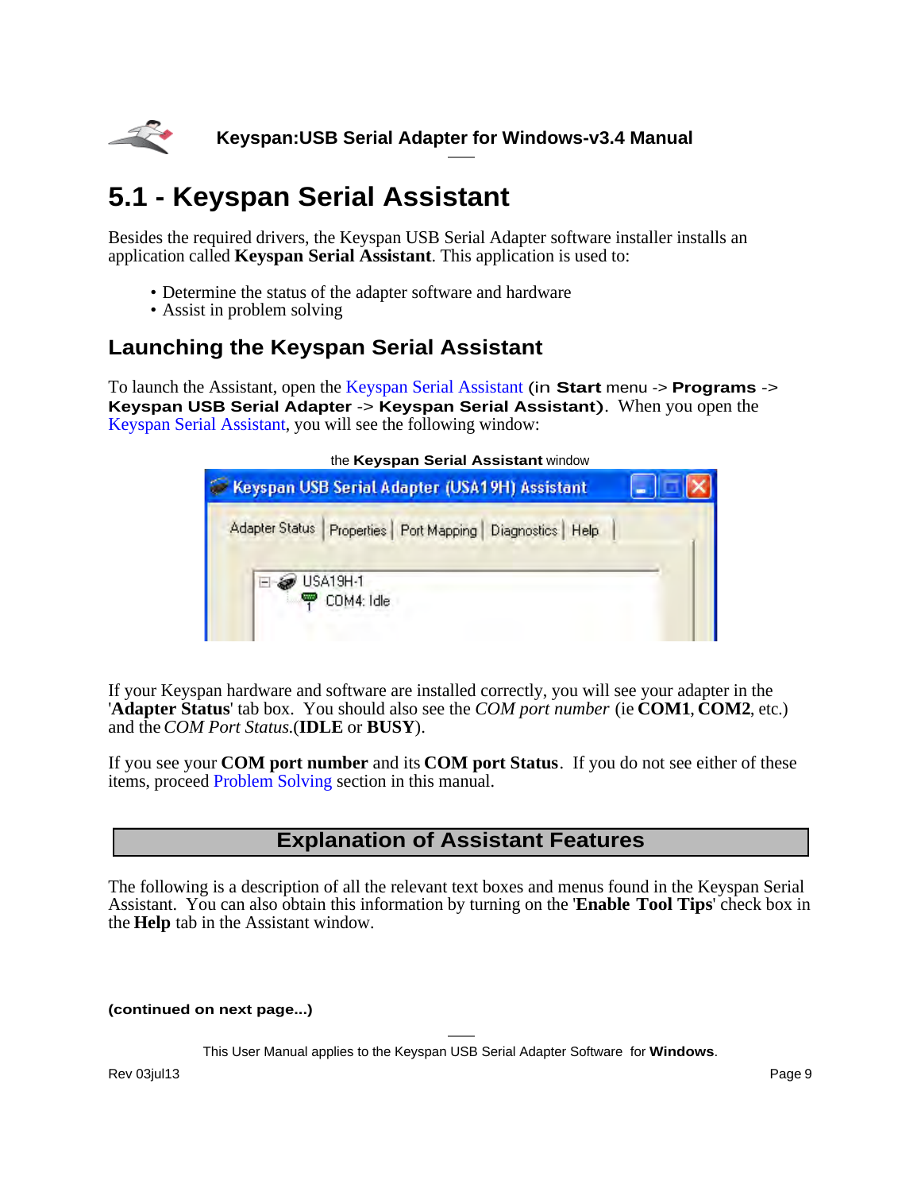# 5.1 - Keyspan Serial Assistant

Besides the required drivers, the Keyspan USB Serial Adapter software installer installs an application called **Keyspan Serial Assistant**. This application is used to:

- Determine the status of the adapter software and hardware
- Assist in problem solving

## Launching the Keyspan Serial Assistant

To launch the Assistant, open the Keyspan Serial Assistant (in **Start** menu -> **Programs** -> **Keyspan USB Serial Adapter** -> **Keyspan Serial Assistant)**. When you open the Keyspan Serial Assistant, you will see the following window:

the **Keyspan Serial Assistant** window

If your Keyspan hardware and software are installed correctly, you will see your adapter in the '**Adapter Status**' tab box. You should also see the *COM port number* (ie **COM1**, **COM2**, etc.) and the *COM Port Status*.(**IDLE** or **BUSY**).

If you see your **COM port number** and its **COM port Status**. If you do not see either of these items, proceed Problem Solving section in this manual.

## Explanation of Assistant Features

The following is a description of all the relevant text boxes and menus found in the Keyspan Serial Assistant. You can also obtain this information by turning on the '**Enable Tool Tips**' check box in the **Help** tab in the Assistant window.

**(continued on next page...)**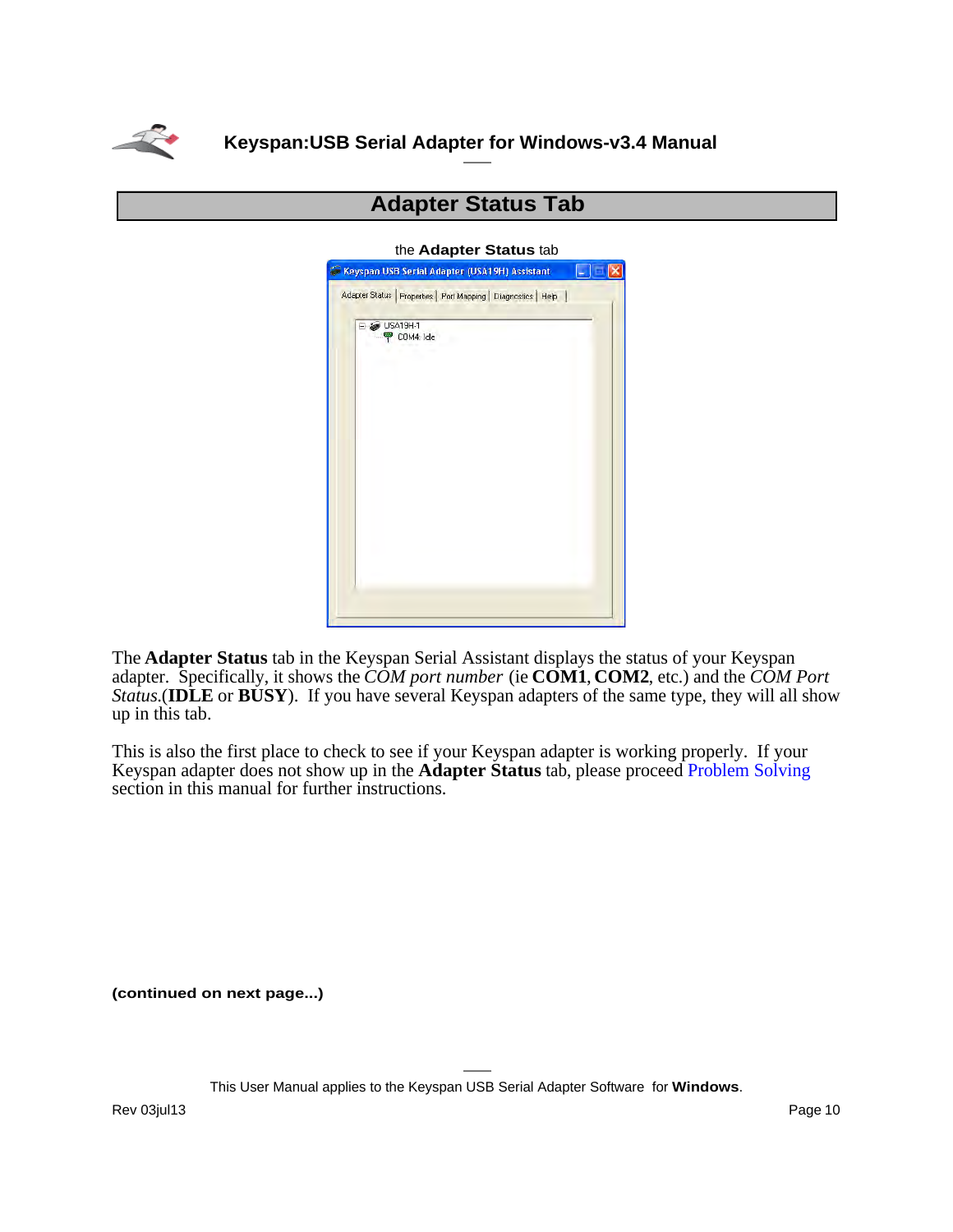## Adapter Status Tab

the **Adapter Status** tab

The **Adapter Status** tab in the Keyspan Serial Assistant displays the status of your Keyspan adapter. Specifically, it shows the *COM port number* (ie **COM1**, **COM2**, etc.) and the *COM Port Status*.(**IDLE** or **BUSY**). If you have several Keyspan adapters of the same type, they will all show up in this tab.

This is also the first place to check to see if your Keyspan adapter is working properly. If your Keyspan adapter does not show up in the **Adapter Status** tab, please proceed Problem Solving section in this manual for further instructions.

**(continued on next page...)**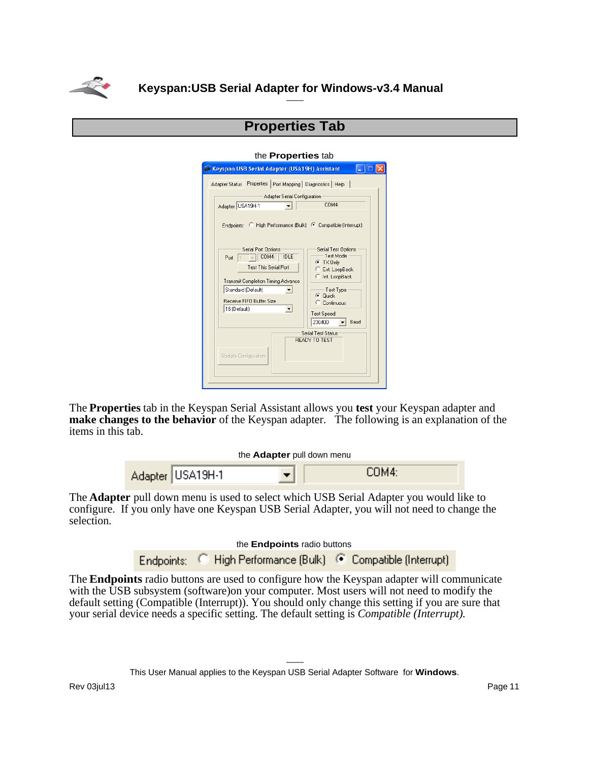# Properties Tab

the **Properties** tab

The **Properties** tab in the Keyspan Serial Assistant allows you **test** your Keyspan adapter and **make changes to the behavior** of the Keyspan adapter. The following is an explanation of the items in this tab.

the **Adapter** pull down menu

The **Adapter** pull down menu is used to select which USB Serial Adapter you would like to configure. If you only have one Keyspan USB Serial Adapter, you will not need to change the selection.

the **Endpoints** radio buttons

The **Endpoints** radio buttons are used to configure how the Keyspan adapter will communicate with the USB subsystem (software)on your computer. Most users will not need to modify the default setting (Compatible (Interrupt)). You should only change this setting if you are sure that your serial device needs a specific setting. The default setting is *Compatible (Interrupt).*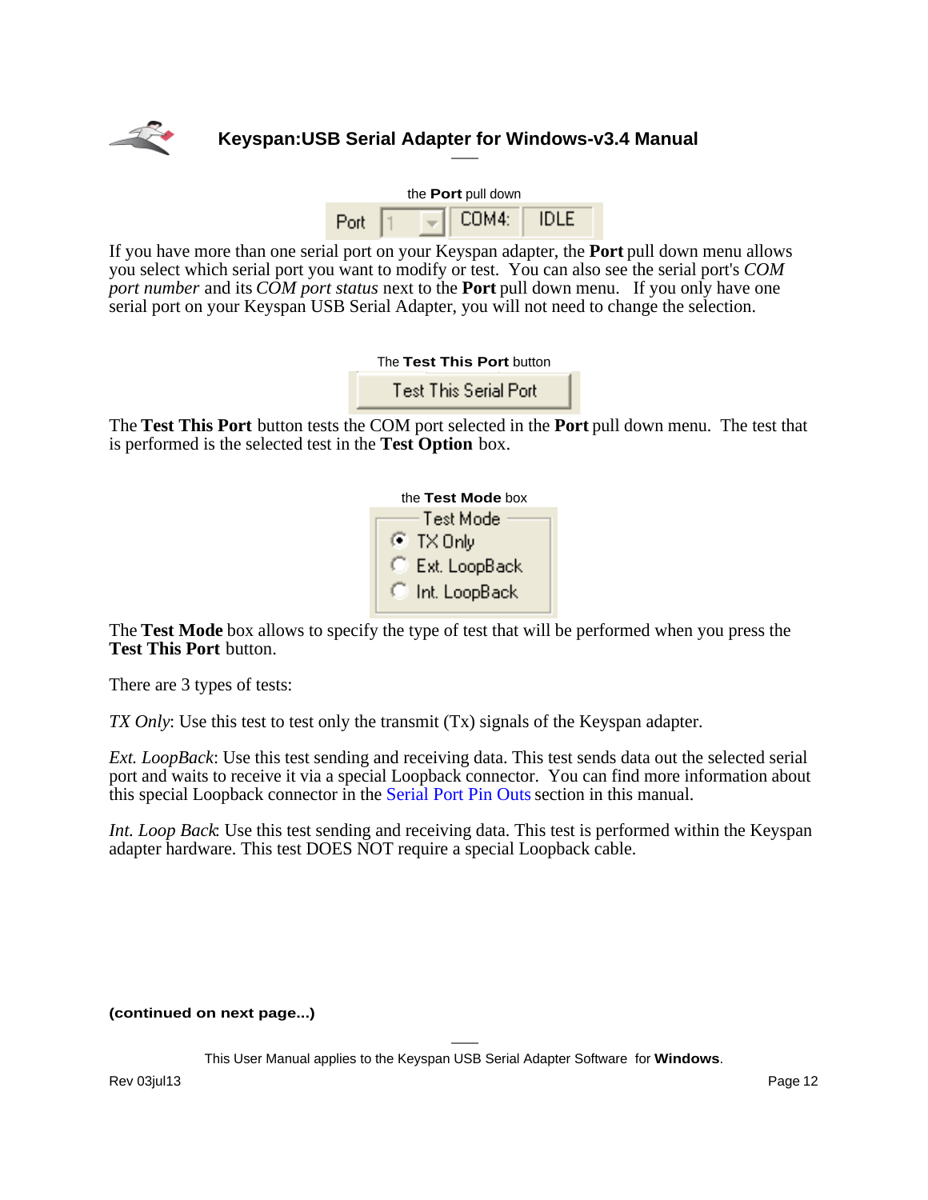the **Port** pull down

If you have more than one serial port on your Keyspan adapter, the **Port** pull down menu allows you select which serial port you want to modify or test. You can also see the serial port's *COM port number* and its *COM port status* next to the **Port** pull down menu. If you only have one serial port on your Keyspan USB Serial Adapter, you will not need to change the selection.

The **Test This Port** button

The **Test This Port** button tests the COM port selected in the **Port** pull down menu. The test that is performed is the selected test in the **Test Option** box.

the **Test Mode** box

The **Test Mode** box allows to specify the type of test that will be performed when you press the **Test This Port** button.

There are 3 types of tests:

*TX Only*: Use this test to test only the transmit (Tx) signals of the Keyspan adapter.

*Ext. LoopBack*: Use this test sending and receiving data. This test sends data out the selected serial port and waits to receive it via a special Loopback connector. You can find more information about this special Loopback connector in the Serial Port Pin Outs section in this manual.

*Int. Loop Back*: Use this test sending and receiving data. This test is performed within the Keyspan adapter hardware. This test DOES NOT require a special Loopback cable.

**(continued on next page...)**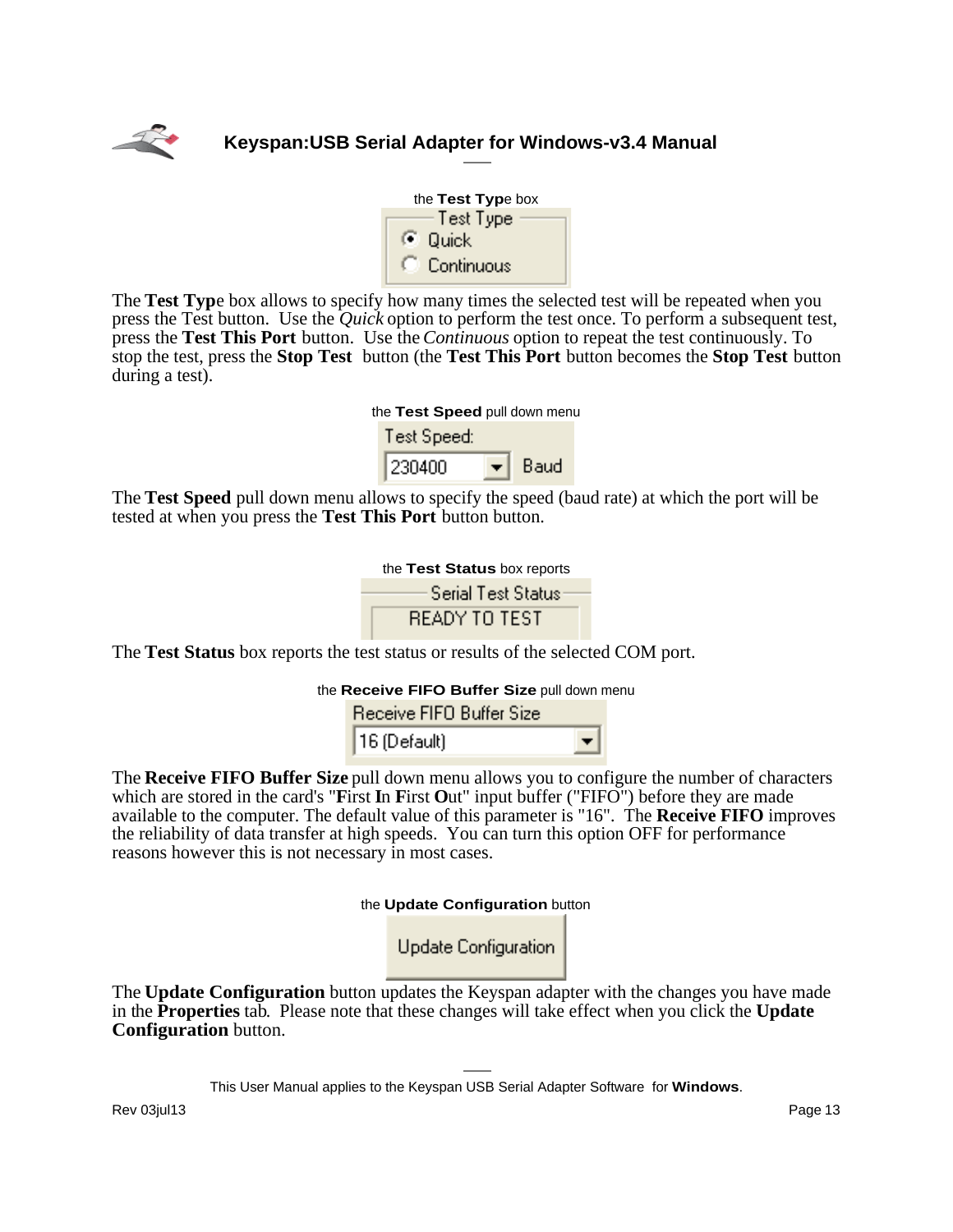the **Test Type** box

The **Test Type** box allows to specify how many times the selected test will be repeated when you press the Test button. Use the *Quick* option to perform the test once. To perform a subsequent test, press the **Test This Port** button. Use the *Continuous* option to repeat the test continuously. To stop the test, press the **Stop Test** button (the **Test This Port** button becomes the **Stop Test** button during a test).

the **Test Speed** pull down menu

The **Test Speed** pull down menu allows to specify the speed (baud rate) at which the port will be tested at when you press the **Test This Port** button button.

the **Test Status** box reports

The **Test Status** box reports the test status or results of the selected COM port.

the **Receive FIFO Buffer Size** pull down menu

The **Receive FIFO Buffer Size** pull down menu allows you to configure the number of characters which are stored in the card's "**F**irst **I**n **F**irst **O**ut" input buffer ("FIFO") before they are made available to the computer. The default value of this parameter is "16". The **Receive FIFO** improves the reliability of data transfer at high speeds. You can turn this option OFF for performance reasons however this is not necessary in most cases.

the **Update Configuration** button

The **Update Configuration** button updates the Keyspan adapter with the changes you have made in the **Properties** tab. Please note that these changes will take effect when you click the **Update Configuration** button.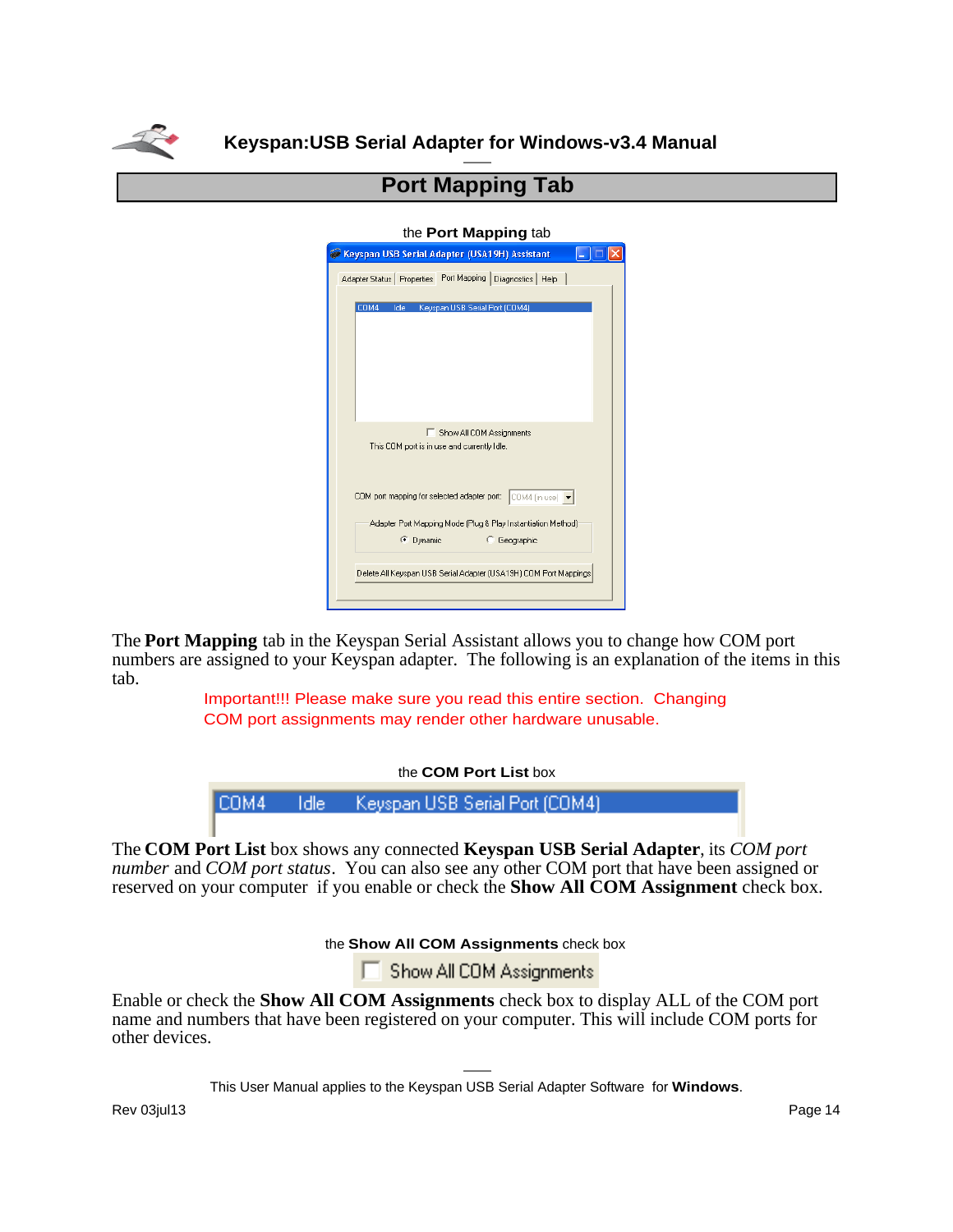# Port Mapping Tab

the **Port Mapping** tab

The **Port Mapping** tab in the Keyspan Serial Assistant allows you to change how COM port numbers are assigned to your Keyspan adapter. The following is an explanation of the items in this tab.

Important!!! Please make sure you read this entire section. Changing COM port assignments may render other hardware unusable.

the **COM Port List** box

The **COM Port List** box shows any connected **Keyspan USB Serial Adapter**, its *COM port number* and *COM port status*. You can also see any other COM port that have been assigned or reserved on your computer if you enable or check the **Show All COM Assignment** check box.

the **Show All COM Assignments** check box

Enable or check the **Show All COM Assignments** check box to display ALL of the COM port name and numbers that have been registered on your computer. This will include COM ports for other devices.

This User Manual applies to the Keyspan USB Serial Adapter Software for **Windows**.

Rev 03jul13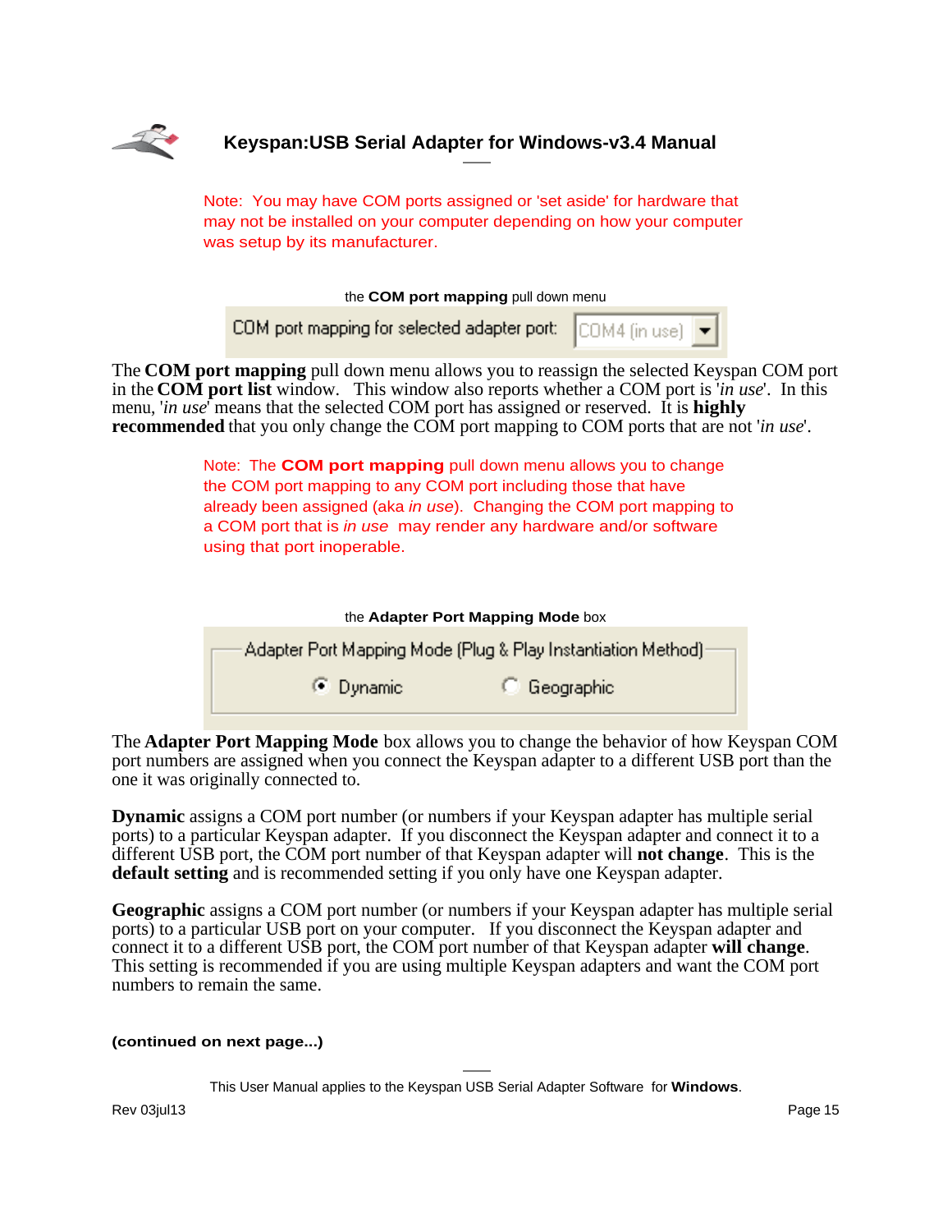Note: You may have COM ports assigned or 'set aside' for hardware that may not be installed on your computer depending on how your computer was setup by its manufacturer.

the **COM port mapping** pull down menu

COM port mapping for selected adapter port: COM4 (in use)

The **COM port mapping** pull down menu allows you to reassign the selected Keyspan COM port in the **COM port list** window. This window also reports whether a COM port is '*in use*'. In this menu, '*in use*' means that the selected COM port has assigned or reserved. It is **highly recommended** that you only change the COM port mapping to COM ports that are not '*in use*'.

Note: The **COM port mapping** pull down menu allows you to change the COM port mapping to any COM port including those that have already been assigned (aka *in use*). Changing the COM port mapping to a COM port that is *in use* may render any hardware and/or software using that port inoperable.

the **Adapter Port Mapping Mode** box

Adapter Port Mapping Mode (Plug & Play Instantiation Method)
- (•) Dynamic
- ( ) Geographic

The **Adapter Port Mapping Mode** box allows you to change the behavior of how Keyspan COM port numbers are assigned when you connect the Keyspan adapter to a different USB port than the one it was originally connected to.

**Dynamic** assigns a COM port number (or numbers if your Keyspan adapter has multiple serial ports) to a particular Keyspan adapter. If you disconnect the Keyspan adapter and connect it to a different USB port, the COM port number of that Keyspan adapter will **not change**. This is the **default setting** and is recommended setting if you only have one Keyspan adapter.

**Geographic** assigns a COM port number (or numbers if your Keyspan adapter has multiple serial ports) to a particular USB port on your computer. If you disconnect the Keyspan adapter and connect it to a different USB port, the COM port number of that Keyspan adapter **will change**. This setting is recommended if you are using multiple Keyspan adapters and want the COM port numbers to remain the same.

**(continued on next page...)**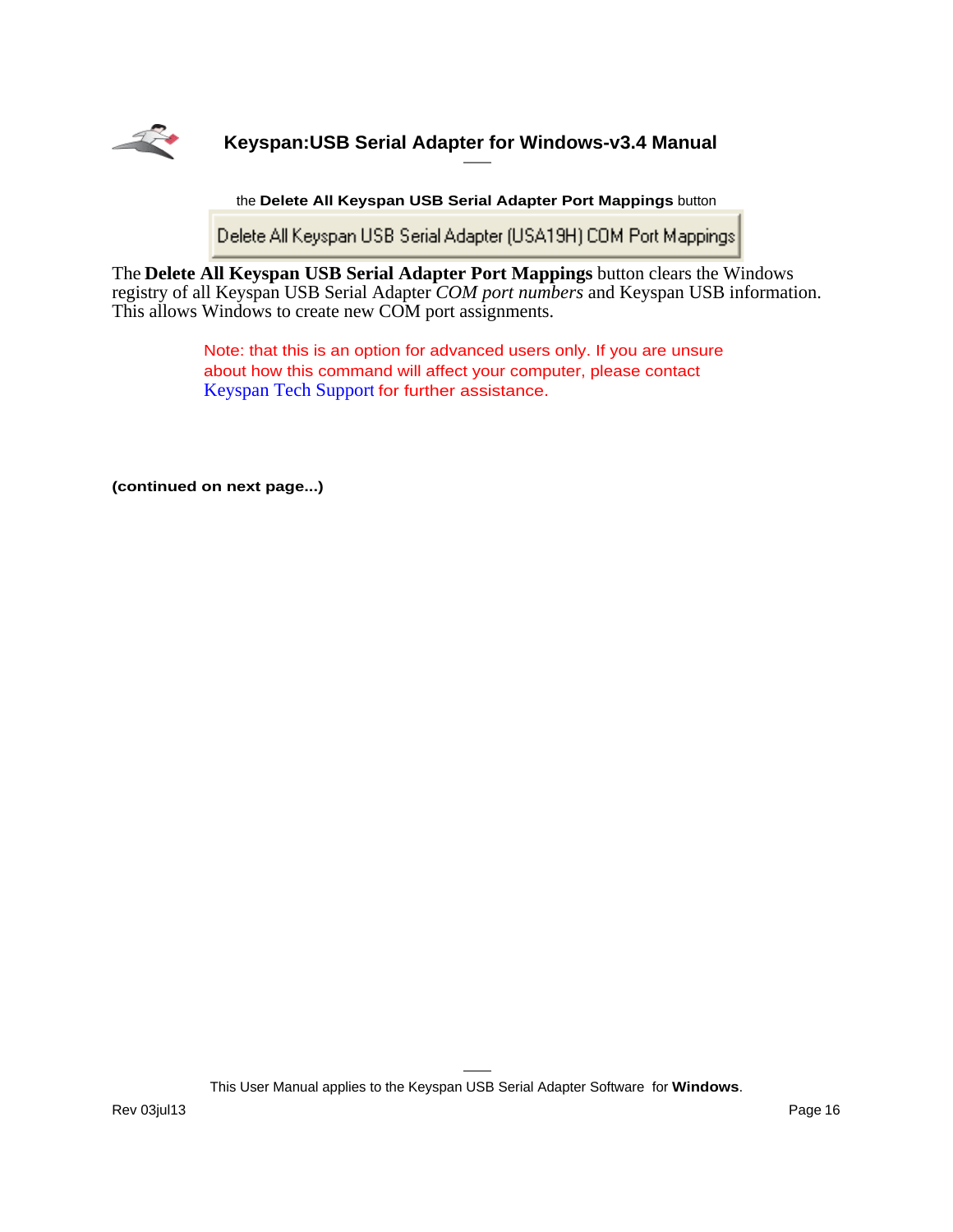the **Delete All Keyspan USB Serial Adapter Port Mappings** button

Delete All Keyspan USB Serial Adapter (USA19H) COM Port Mappings

The **Delete All Keyspan USB Serial Adapter Port Mappings** button clears the Windows registry of all Keyspan USB Serial Adapter *COM port numbers* and Keyspan USB information. This allows Windows to create new COM port assignments.

> Note: that this is an option for advanced users only. If you are unsure about how this command will affect your computer, please contact Keyspan Tech Support for further assistance.

**(continued on next page...)**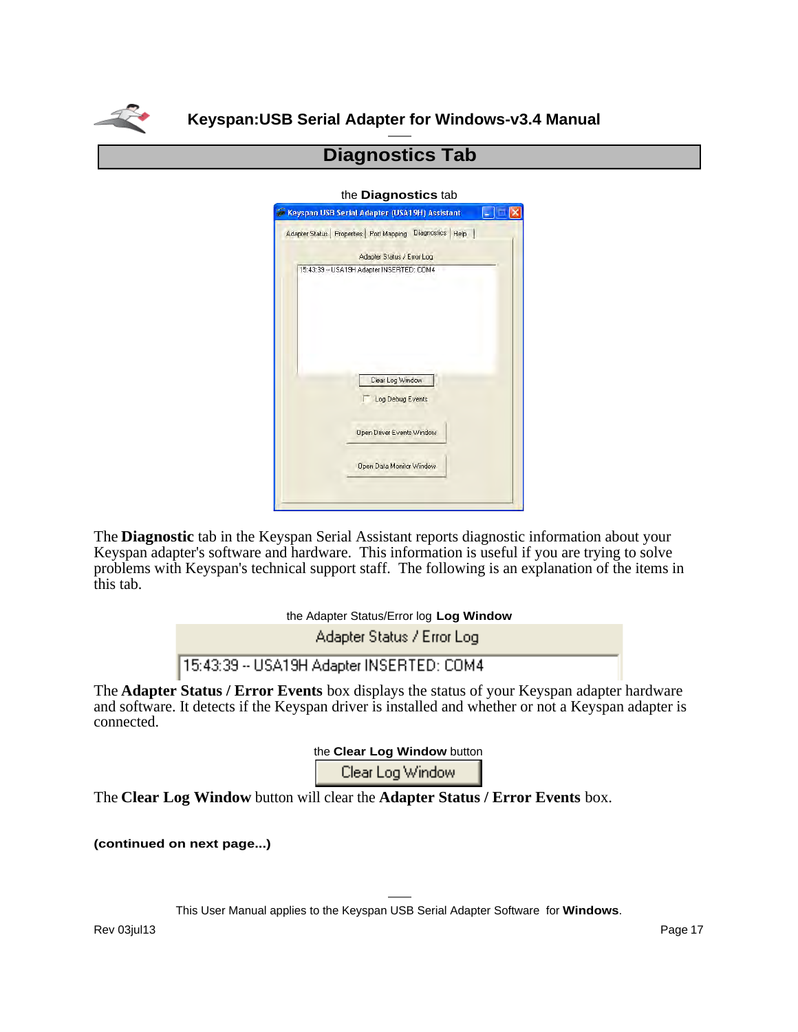# Diagnostics Tab

the **Diagnostics** tab

The **Diagnostic** tab in the Keyspan Serial Assistant reports diagnostic information about your Keyspan adapter's software and hardware. This information is useful if you are trying to solve problems with Keyspan's technical support staff. The following is an explanation of the items in this tab.

the Adapter Status/Error log **Log Window**

The **Adapter Status / Error Events** box displays the status of your Keyspan adapter hardware and software. It detects if the Keyspan driver is installed and whether or not a Keyspan adapter is connected.

the **Clear Log Window** button

The **Clear Log Window** button will clear the **Adapter Status / Error Events** box.

**(continued on next page...)**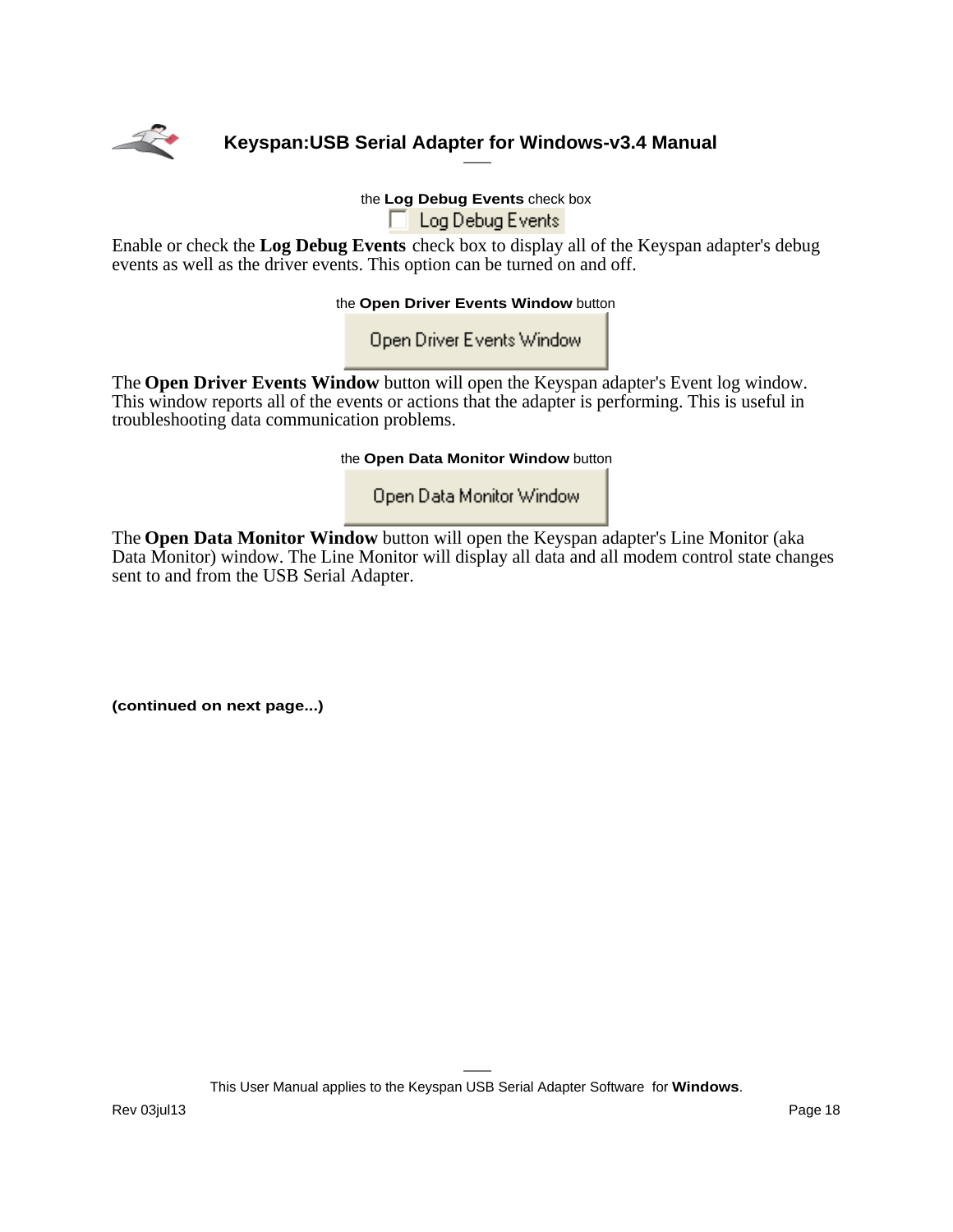the **Log Debug Events** check box

Log Debug Events

Enable or check the **Log Debug Events** check box to display all of the Keyspan adapter's debug events as well as the driver events. This option can be turned on and off.

the **Open Driver Events Window** button

Open Driver Events Window

The **Open Driver Events Window** button will open the Keyspan adapter's Event log window. This window reports all of the events or actions that the adapter is performing. This is useful in troubleshooting data communication problems.

the **Open Data Monitor Window** button

Open Data Monitor Window

The **Open Data Monitor Window** button will open the Keyspan adapter's Line Monitor (aka Data Monitor) window. The Line Monitor will display all data and all modem control state changes sent to and from the USB Serial Adapter.

**(continued on next page...)**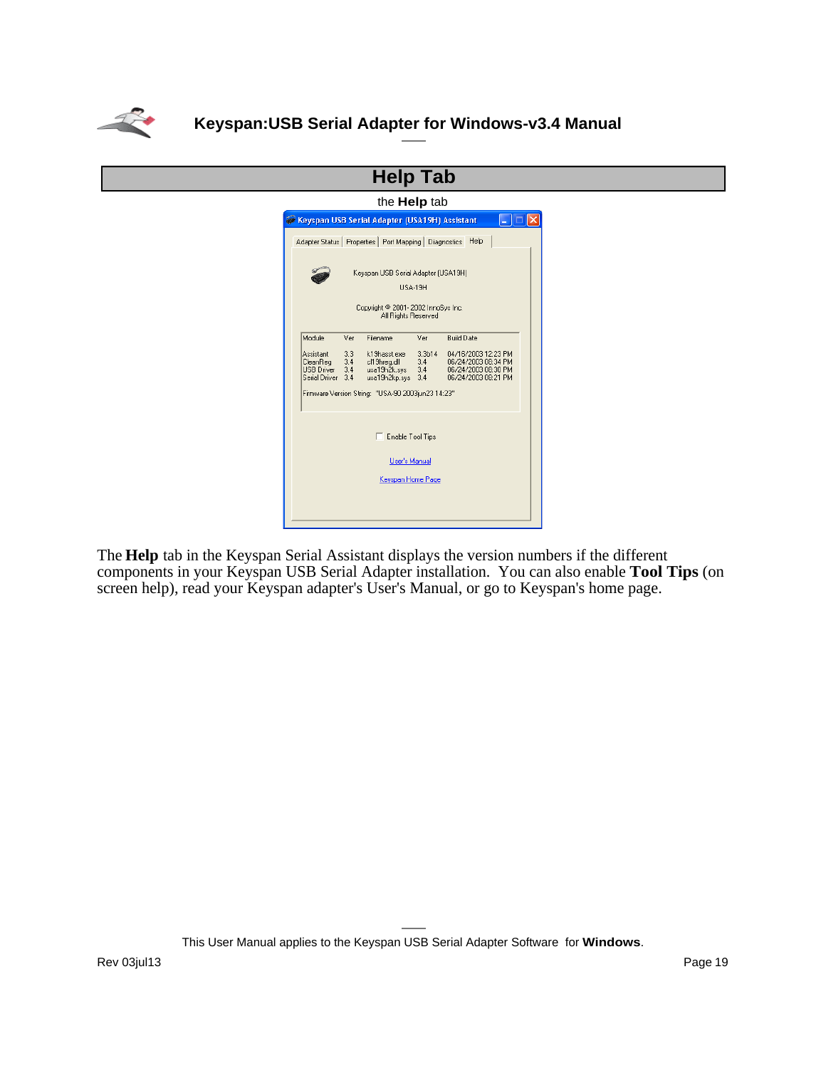# Help Tab

the **Help** tab

The **Help** tab in the Keyspan Serial Assistant displays the version numbers if the different components in your Keyspan USB Serial Adapter installation. You can also enable **Tool Tips** (on screen help), read your Keyspan adapter's User's Manual, or go to Keyspan's home page.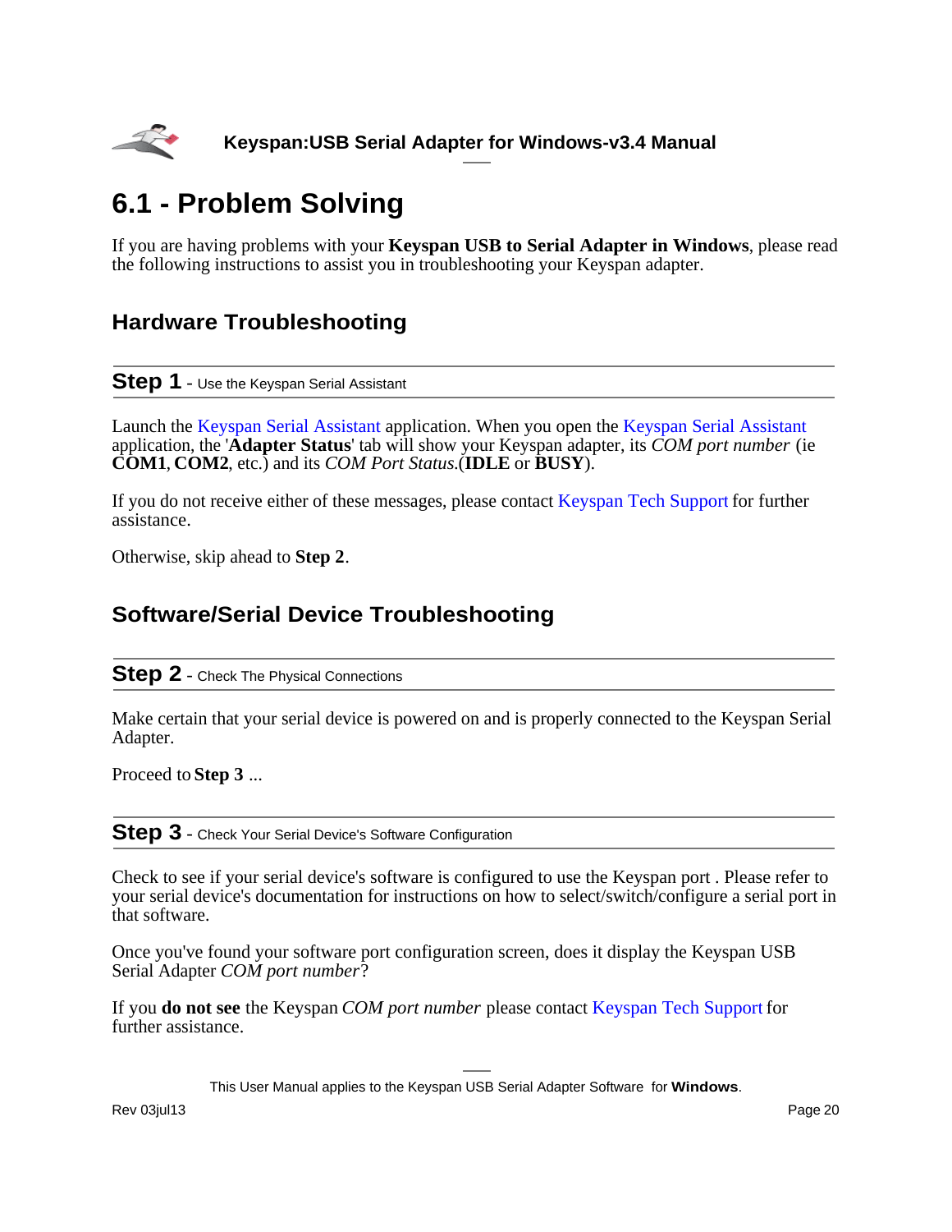# 6.1 - Problem Solving

If you are having problems with your **Keyspan USB to Serial Adapter in Windows**, please read the following instructions to assist you in troubleshooting your Keyspan adapter.

## Hardware Troubleshooting

### Step 1 - Use the Keyspan Serial Assistant

Launch the Keyspan Serial Assistant application. When you open the Keyspan Serial Assistant application, the '**Adapter Status**' tab will show your Keyspan adapter, its *COM port number* (ie **COM1**, **COM2**, etc.) and its *COM Port Status.*(**IDLE** or **BUSY**).

If you do not receive either of these messages, please contact Keyspan Tech Support for further assistance.

Otherwise, skip ahead to **Step 2**.

## Software/Serial Device Troubleshooting

### Step 2 - Check The Physical Connections

Make certain that your serial device is powered on and is properly connected to the Keyspan Serial Adapter.

Proceed to **Step 3** ...

### Step 3 - Check Your Serial Device's Software Configuration

Check to see if your serial device's software is configured to use the Keyspan port . Please refer to your serial device's documentation for instructions on how to select/switch/configure a serial port in that software.

Once you've found your software port configuration screen, does it display the Keyspan USB Serial Adapter *COM port number*?

If you **do not see** the Keyspan *COM port number* please contact Keyspan Tech Support for further assistance.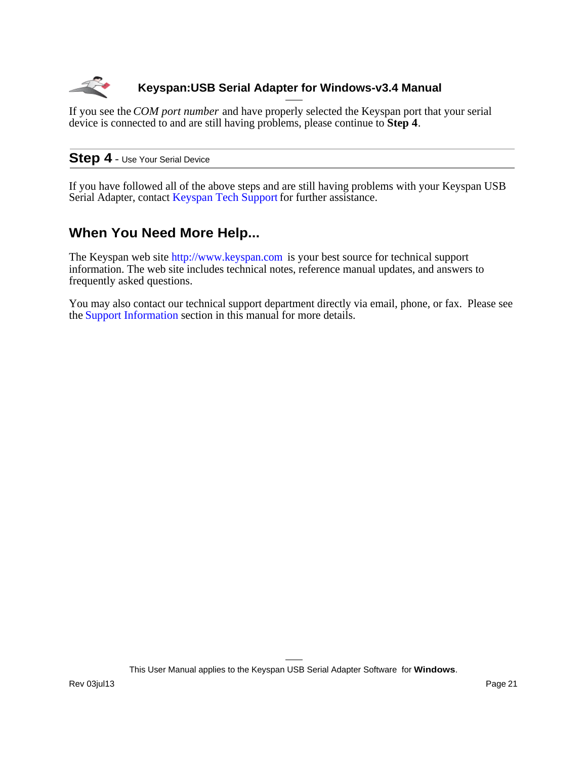If you see the *COM port number* and have properly selected the Keyspan port that your serial device is connected to and are still having problems, please continue to **Step 4**.

## Step 4 - Use Your Serial Device

If you have followed all of the above steps and are still having problems with your Keyspan USB Serial Adapter, contact Keyspan Tech Support for further assistance.

## When You Need More Help...

The Keyspan web site http://www.keyspan.com is your best source for technical support information. The web site includes technical notes, reference manual updates, and answers to frequently asked questions.

You may also contact our technical support department directly via email, phone, or fax. Please see the Support Information section in this manual for more details.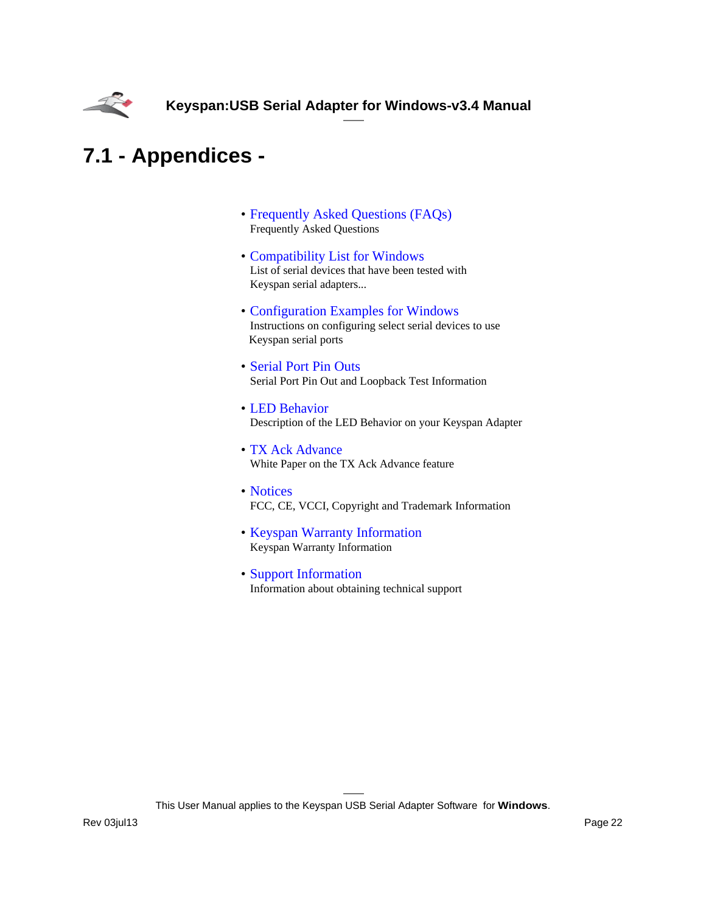# 7.1 - Appendices -

- Frequently Asked Questions (FAQs)
  Frequently Asked Questions
- Compatibility List for Windows
  List of serial devices that have been tested with Keyspan serial adapters...
- Configuration Examples for Windows
  Instructions on configuring select serial devices to use Keyspan serial ports
- Serial Port Pin Outs
  Serial Port Pin Out and Loopback Test Information
- LED Behavior
  Description of the LED Behavior on your Keyspan Adapter
- TX Ack Advance
  White Paper on the TX Ack Advance feature
- Notices
  FCC, CE, VCCI, Copyright and Trademark Information
- Keyspan Warranty Information
  Keyspan Warranty Information
- Support Information
  Information about obtaining technical support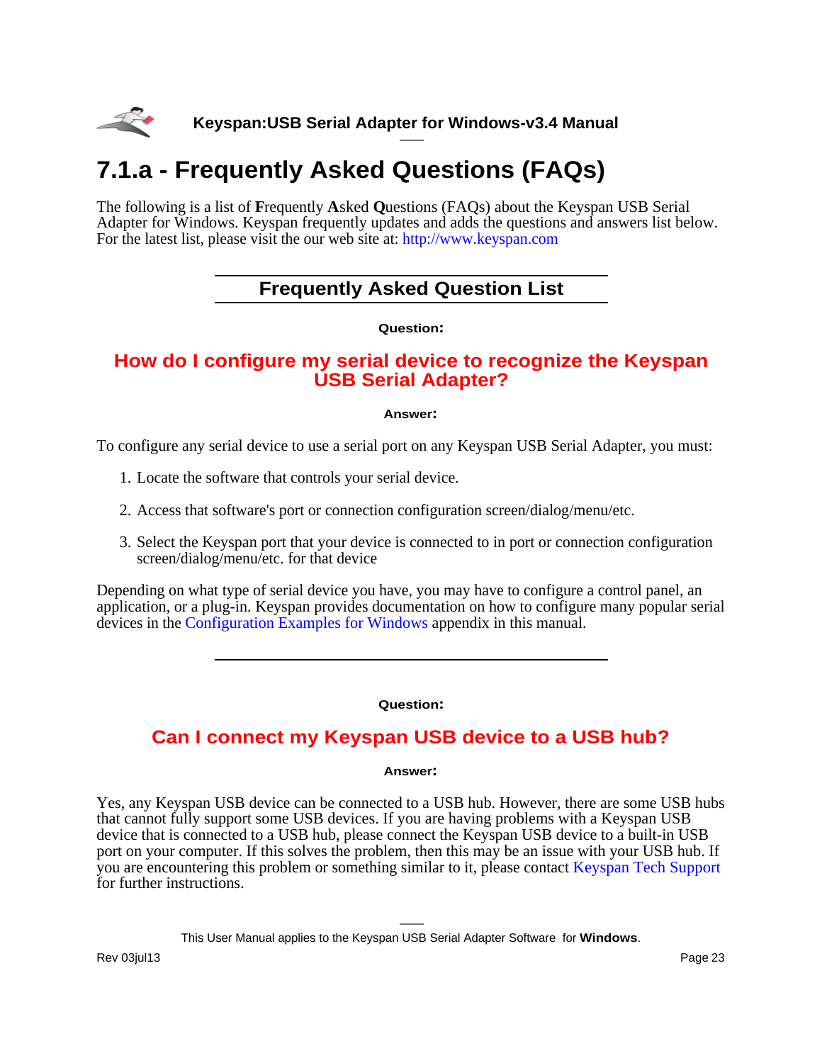# 7.1.a - Frequently Asked Questions (FAQs)

The following is a list of **F**requently **A**sked **Q**uestions (FAQs) about the Keyspan USB Serial Adapter for Windows. Keyspan frequently updates and adds the questions and answers list below. For the latest list, please visit the our web site at: http://www.keyspan.com

## Frequently Asked Question List

**Question:**

### How do I configure my serial device to recognize the Keyspan USB Serial Adapter?

**Answer:**

To configure any serial device to use a serial port on any Keyspan USB Serial Adapter, you must:

1. Locate the software that controls your serial device.
2. Access that software's port or connection configuration screen/dialog/menu/etc.
3. Select the Keyspan port that your device is connected to in port or connection configuration screen/dialog/menu/etc. for that device

Depending on what type of serial device you have, you may have to configure a control panel, an application, or a plug-in. Keyspan provides documentation on how to configure many popular serial devices in the Configuration Examples for Windows appendix in this manual.

---

**Question:**

### Can I connect my Keyspan USB device to a USB hub?

**Answer:**

Yes, any Keyspan USB device can be connected to a USB hub. However, there are some USB hubs that cannot fully support some USB devices. If you are having problems with a Keyspan USB device that is connected to a USB hub, please connect the Keyspan USB device to a built-in USB port on your computer. If this solves the problem, then this may be an issue with your USB hub. If you are encountering this problem or something similar to it, please contact Keyspan Tech Support for further instructions.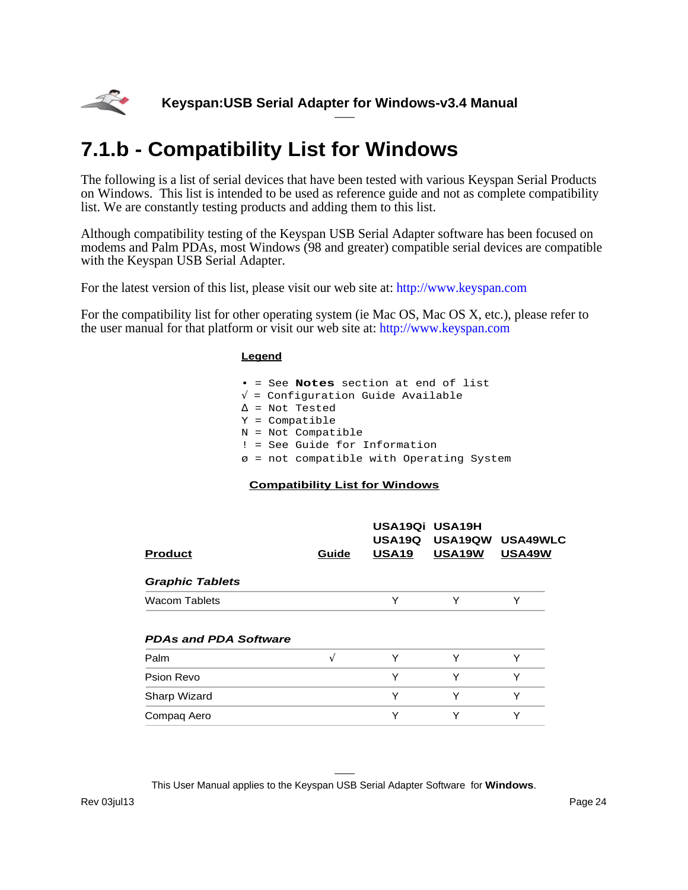# 7.1.b - Compatibility List for Windows

The following is a list of serial devices that have been tested with various Keyspan Serial Products on Windows. This list is intended to be used as reference guide and not as complete compatibility list. We are constantly testing products and adding them to this list.

Although compatibility testing of the Keyspan USB Serial Adapter software has been focused on modems and Palm PDAs, most Windows (98 and greater) compatible serial devices are compatible with the Keyspan USB Serial Adapter.

For the latest version of this list, please visit our web site at: http://www.keyspan.com

For the compatibility list for other operating system (ie Mac OS, Mac OS X, etc.), please refer to the user manual for that platform or visit our web site at: http://www.keyspan.com

**Legend**

```
• = See Notes section at end of list
√ = Configuration Guide Available
Δ = Not Tested
Y = Compatible
N = Not Compatible
! = See Guide for Information
ø = not compatible with Operating System
```

**Compatibility List for Windows**

| Product | Guide | USA19Qi USA19Q USA19 | USA19H USA19QW USA19W | USA49WLC USA49W |
|---|---|---|---|---|
| ***Graphic Tablets*** | | | | |
| Wacom Tablets | | Y | Y | Y |
| ***PDAs and PDA Software*** | | | | |
| Palm | √ | Y | Y | Y |
| Psion Revo | | Y | Y | Y |
| Sharp Wizard | | Y | Y | Y |
| Compaq Aero | | Y | Y | Y |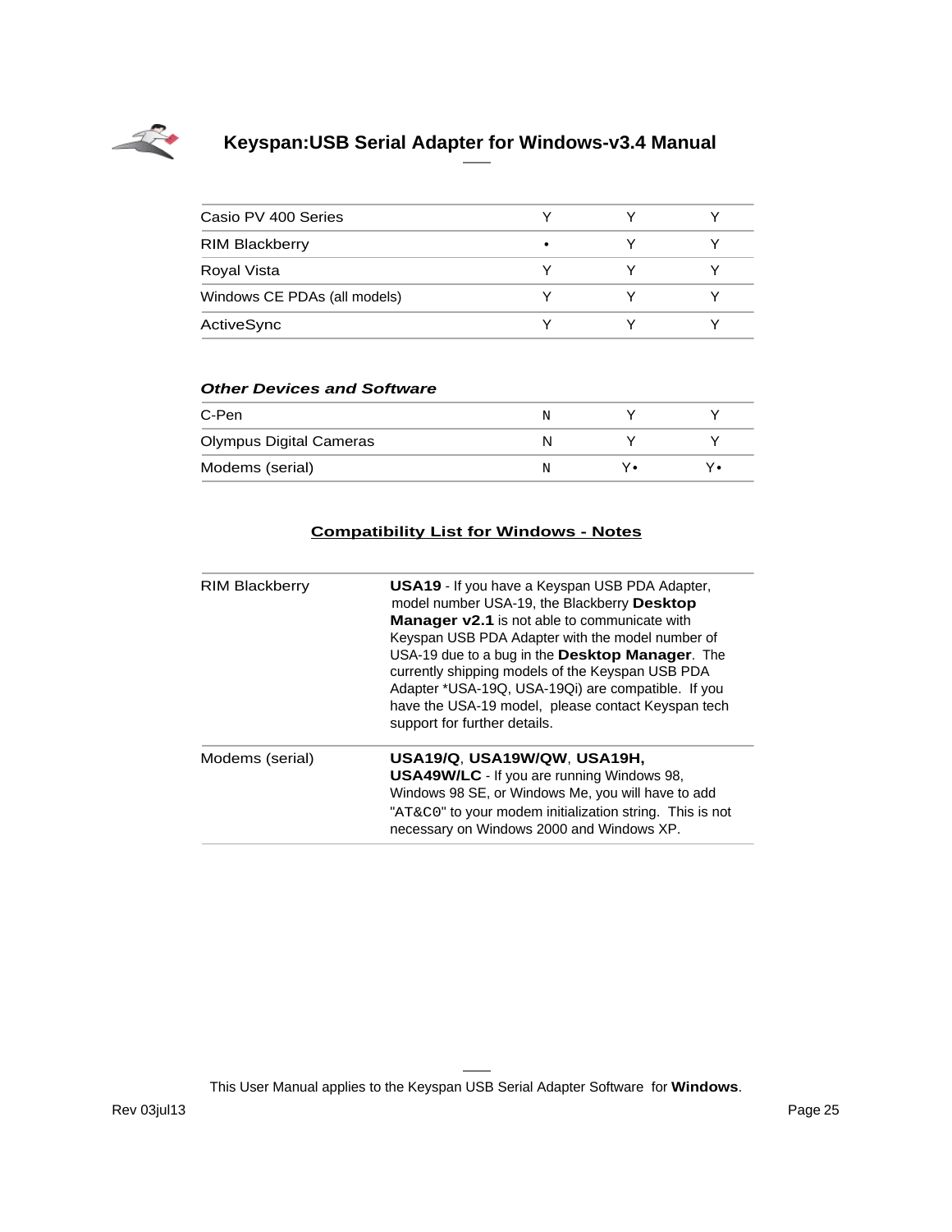| | | | |
|---|---|---|---|
| Casio PV 400 Series | Y | Y | Y |
| RIM Blackberry | • | Y | Y |
| Royal Vista | Y | Y | Y |
| Windows CE PDAs (all models) | Y | Y | Y |
| ActiveSync | Y | Y | Y |

***Other Devices and Software***

| | | | |
|---|---|---|---|
| C-Pen | N | Y | Y |
| Olympus Digital Cameras | N | Y | Y |
| Modems (serial) | N | Y• | Y• |

## Compatibility List for Windows - Notes

| | |
|---|---|
| RIM Blackberry | **USA19** - If you have a Keyspan USB PDA Adapter, model number USA-19, the Blackberry **Desktop Manager v2.1** is not able to communicate with Keyspan USB PDA Adapter with the model number of USA-19 due to a bug in the **Desktop Manager**. The currently shipping models of the Keyspan USB PDA Adapter *USA-19Q, USA-19Qi) are compatible. If you have the USA-19 model, please contact Keyspan tech support for further details. |
| Modems (serial) | **USA19/Q**, **USA19W/QW**, **USA19H, USA49W/LC** - If you are running Windows 98, Windows 98 SE, or Windows Me, you will have to add "AT&C0" to your modem initialization string. This is not necessary on Windows 2000 and Windows XP. |

This User Manual applies to the Keyspan USB Serial Adapter Software for **Windows**.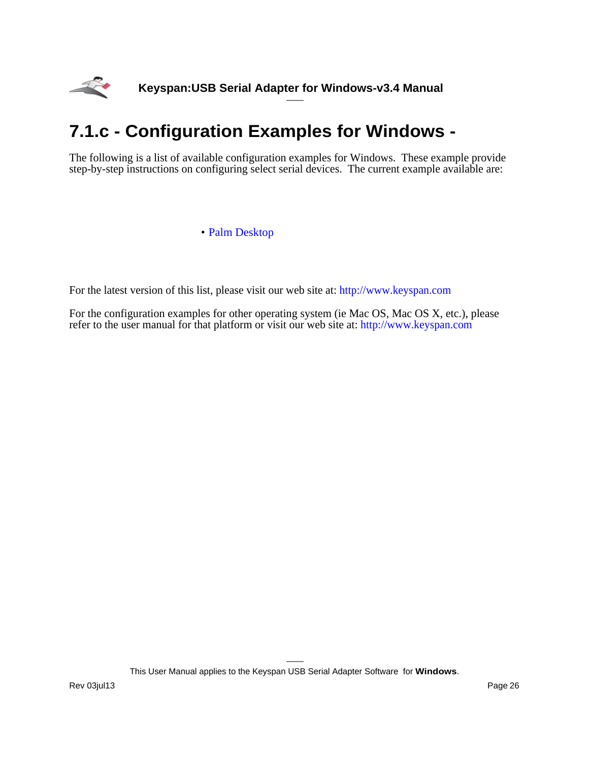# 7.1.c - Configuration Examples for Windows -

The following is a list of available configuration examples for Windows. These example provide step-by-step instructions on configuring select serial devices. The current example available are:

- Palm Desktop

For the latest version of this list, please visit our web site at: http://www.keyspan.com

For the configuration examples for other operating system (ie Mac OS, Mac OS X, etc.), please refer to the user manual for that platform or visit our web site at: http://www.keyspan.com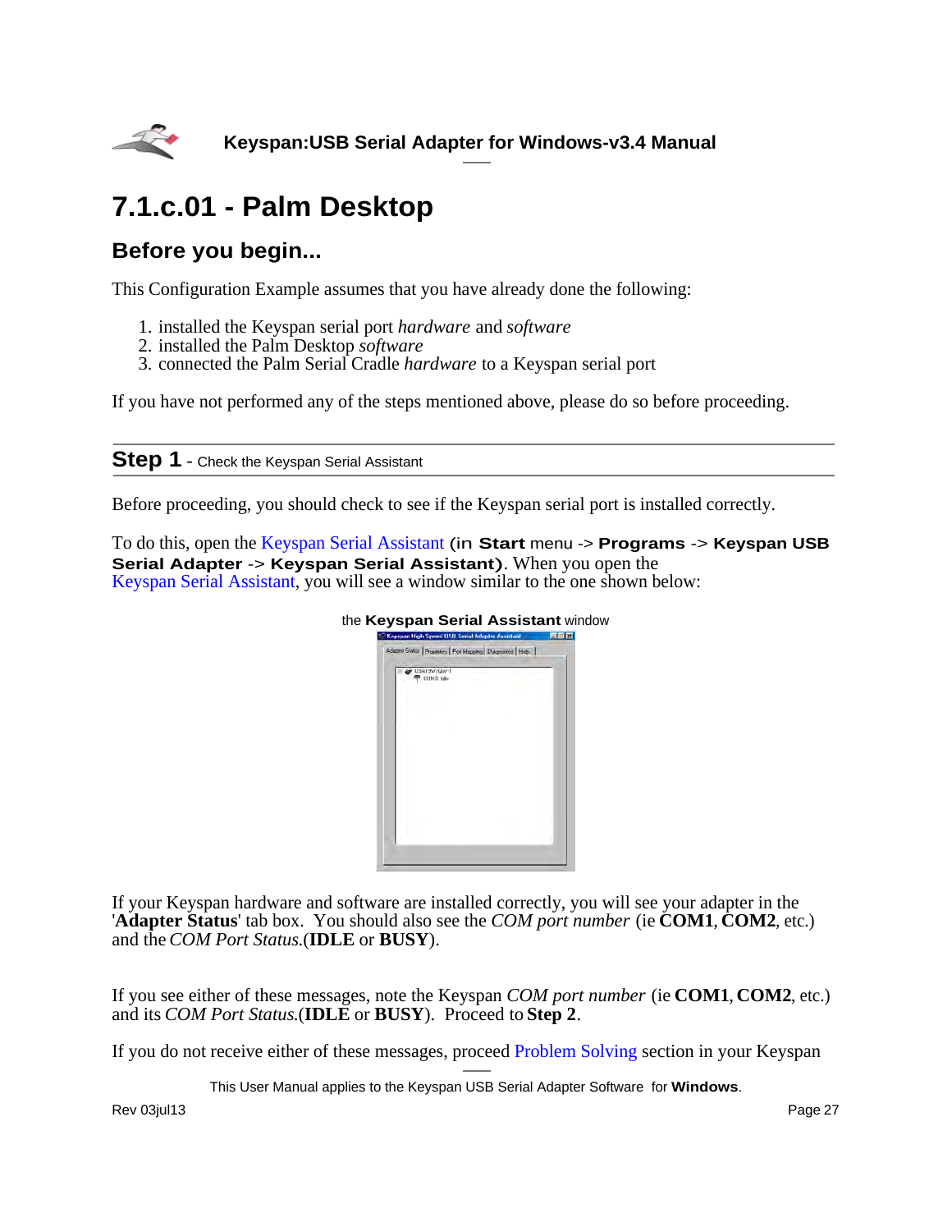# 7.1.c.01 - Palm Desktop

## Before you begin...

This Configuration Example assumes that you have already done the following:

1. installed the Keyspan serial port *hardware* and *software*
2. installed the Palm Desktop *software*
3. connected the Palm Serial Cradle *hardware* to a Keyspan serial port

If you have not performed any of the steps mentioned above, please do so before proceeding.

---

**Step 1** - Check the Keyspan Serial Assistant

---

Before proceeding, you should check to see if the Keyspan serial port is installed correctly.

To do this, open the Keyspan Serial Assistant (in **Start** menu -> **Programs** -> **Keyspan USB Serial Adapter** -> **Keyspan Serial Assistant**). When you open the Keyspan Serial Assistant, you will see a window similar to the one shown below:

the **Keyspan Serial Assistant** window

If your Keyspan hardware and software are installed correctly, you will see your adapter in the '**Adapter Status**' tab box. You should also see the *COM port number* (ie **COM1**, **COM2**, etc.) and the *COM Port Status.*(**IDLE** or **BUSY**).

If you see either of these messages, note the Keyspan *COM port number* (ie **COM1**, **COM2**, etc.) and its *COM Port Status.*(**IDLE** or **BUSY**). Proceed to **Step 2**.

If you do not receive either of these messages, proceed Problem Solving section in your Keyspan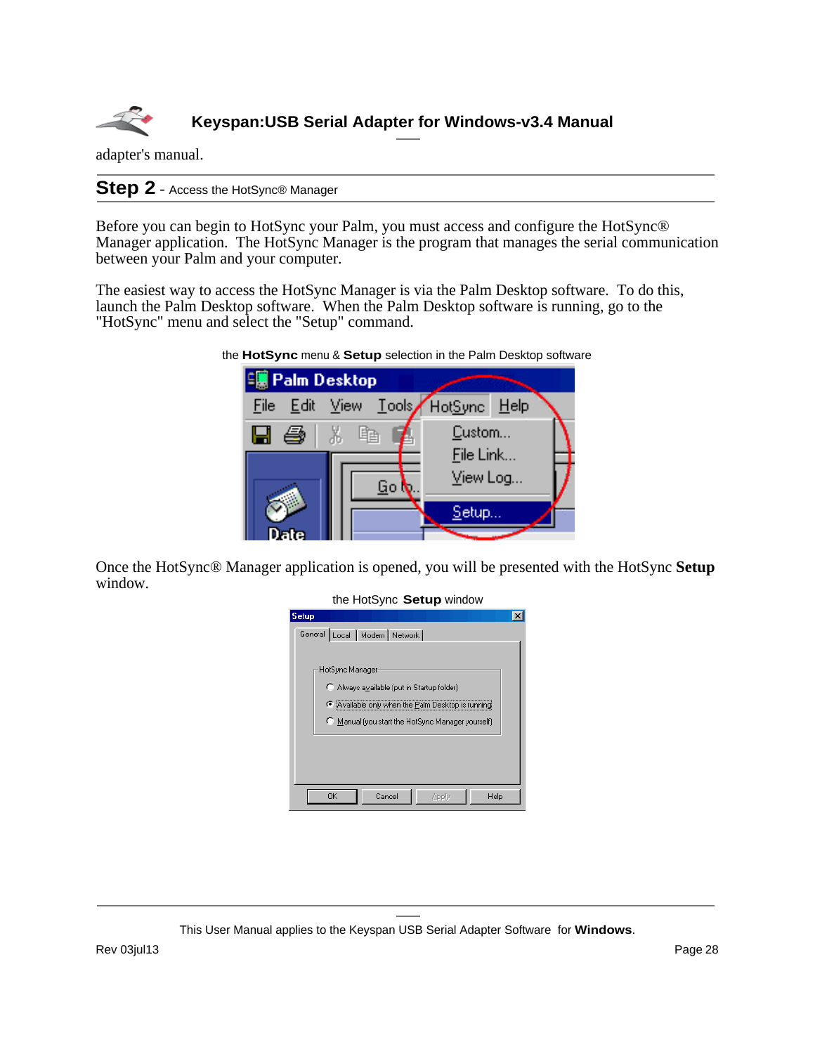adapter's manual.

## Step 2 - Access the HotSync® Manager

Before you can begin to HotSync your Palm, you must access and configure the HotSync® Manager application. The HotSync Manager is the program that manages the serial communication between your Palm and your computer.

The easiest way to access the HotSync Manager is via the Palm Desktop software. To do this, launch the Palm Desktop software. When the Palm Desktop software is running, go to the "HotSync" menu and select the "Setup" command.

the **HotSync** menu & **Setup** selection in the Palm Desktop software

Once the HotSync® Manager application is opened, you will be presented with the HotSync **Setup** window.

the HotSync **Setup** window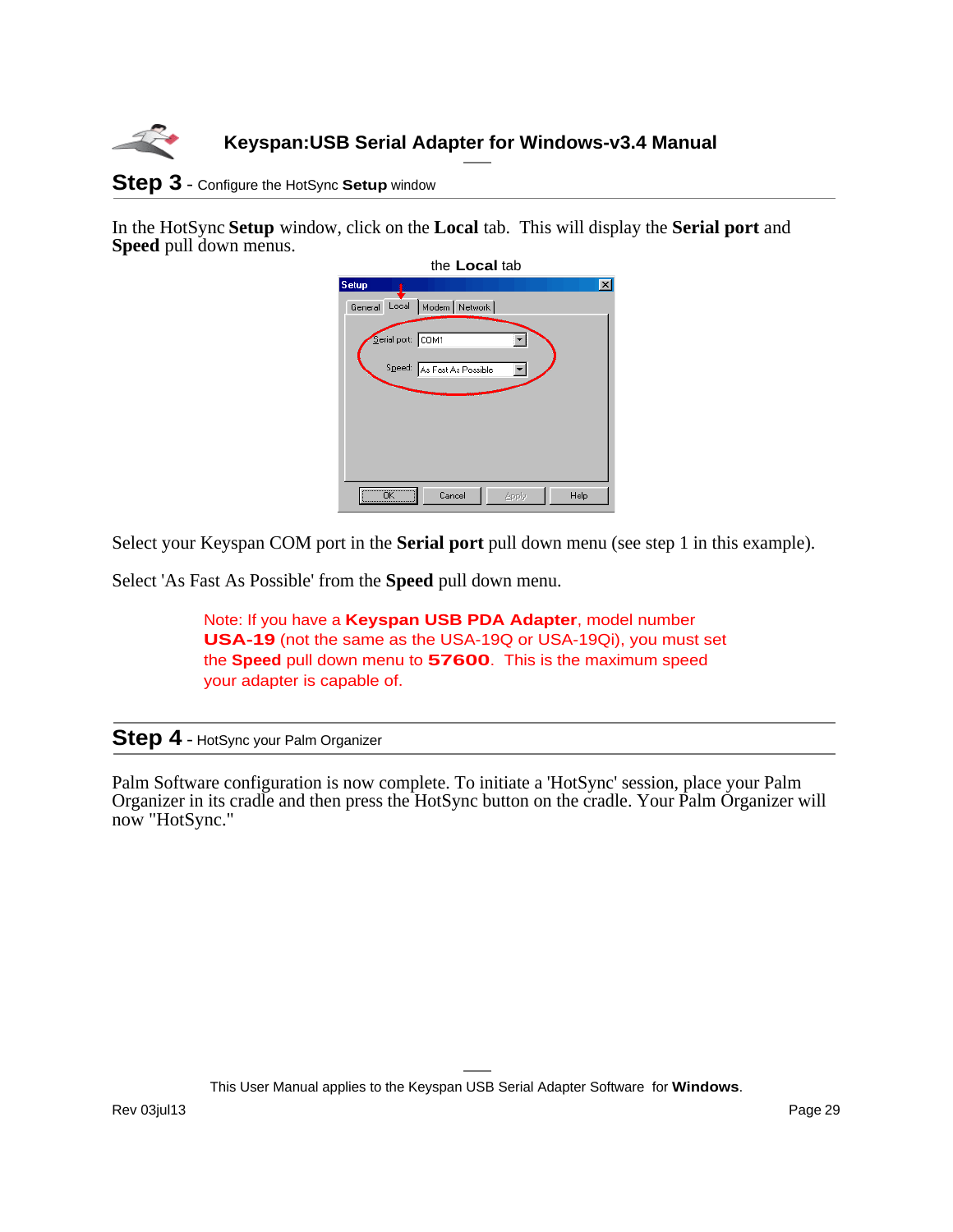## Step 3 - Configure the HotSync **Setup** window

In the HotSync **Setup** window, click on the **Local** tab. This will display the **Serial port** and **Speed** pull down menus.

Select your Keyspan COM port in the **Serial port** pull down menu (see step 1 in this example).

Select 'As Fast As Possible' from the **Speed** pull down menu.

> Note: If you have a **Keyspan USB PDA Adapter**, model number **USA-19** (not the same as the USA-19Q or USA-19Qi), you must set the **Speed** pull down menu to **57600**. This is the maximum speed your adapter is capable of.

## Step 4 - HotSync your Palm Organizer

Palm Software configuration is now complete. To initiate a 'HotSync' session, place your Palm Organizer in its cradle and then press the HotSync button on the cradle. Your Palm Organizer will now "HotSync."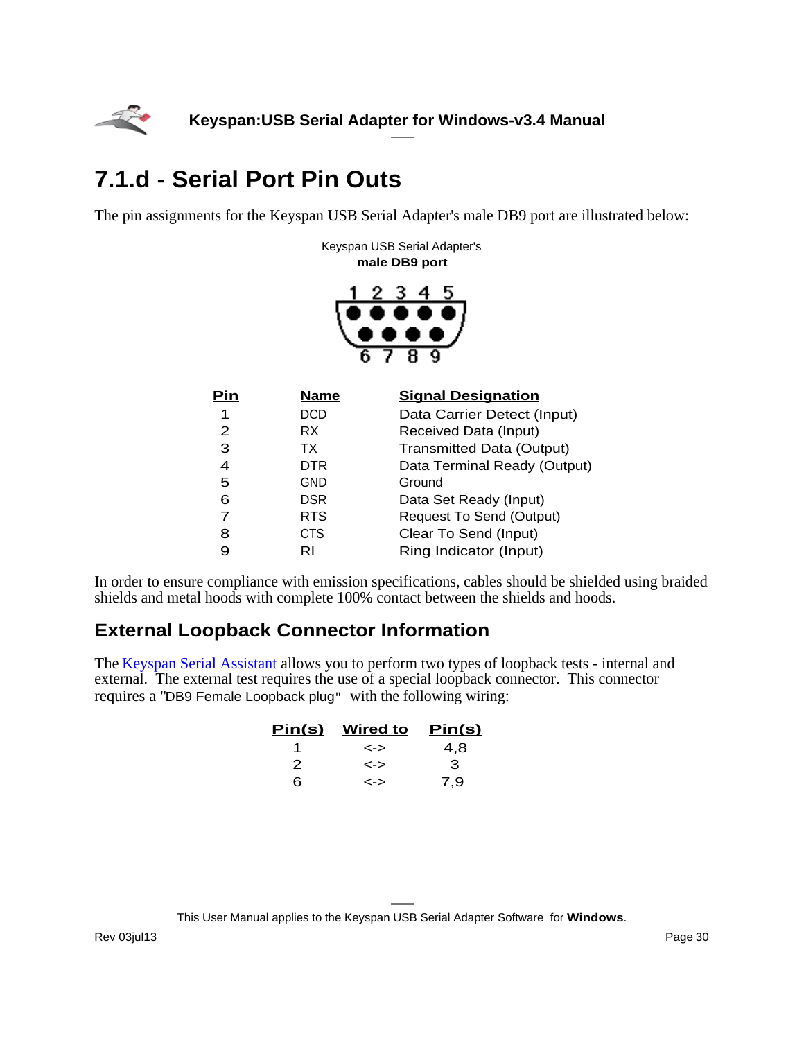# 7.1.d - Serial Port Pin Outs

The pin assignments for the Keyspan USB Serial Adapter's male DB9 port are illustrated below:

Keyspan USB Serial Adapter's
**male DB9 port**

1 2 3 4 5
6 7 8 9

| Pin | Name | Signal Designation |
|---|---|---|
| 1 | DCD | Data Carrier Detect (Input) |
| 2 | RX | Received Data (Input) |
| 3 | TX | Transmitted Data (Output) |
| 4 | DTR | Data Terminal Ready (Output) |
| 5 | GND | Ground |
| 6 | DSR | Data Set Ready (Input) |
| 7 | RTS | Request To Send (Output) |
| 8 | CTS | Clear To Send (Input) |
| 9 | RI | Ring Indicator (Input) |

In order to ensure compliance with emission specifications, cables should be shielded using braided shields and metal hoods with complete 100% contact between the shields and hoods.

## External Loopback Connector Information

The Keyspan Serial Assistant allows you to perform two types of loopback tests - internal and external. The external test requires the use of a special loopback connector. This connector requires a "DB9 Female Loopback plug" with the following wiring:

| Pin(s) | Wired to | Pin(s) |
|---|---|---|
| 1 | <-> | 4,8 |
| 2 | <-> | 3 |
| 6 | <-> | 7,9 |

This User Manual applies to the Keyspan USB Serial Adapter Software for **Windows**.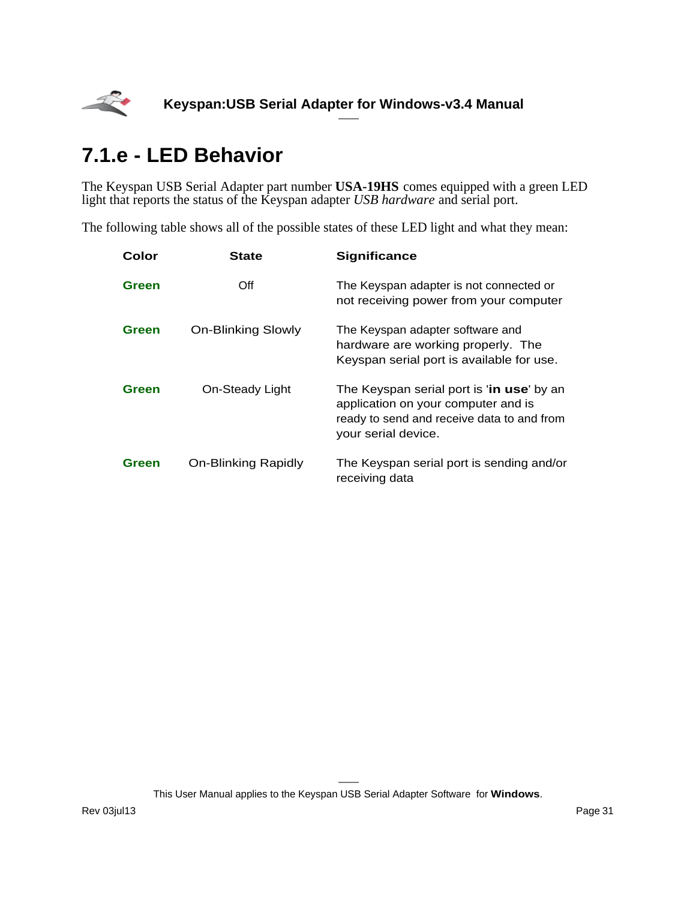## 7.1.e - LED Behavior

The Keyspan USB Serial Adapter part number **USA-19HS** comes equipped with a green LED light that reports the status of the Keyspan adapter *USB hardware* and serial port.

The following table shows all of the possible states of these LED light and what they mean:

| Color | State | Significance |
| --- | --- | --- |
| **Green** | Off | The Keyspan adapter is not connected or not receiving power from your computer |
| **Green** | On-Blinking Slowly | The Keyspan adapter software and hardware are working properly. The Keyspan serial port is available for use. |
| **Green** | On-Steady Light | The Keyspan serial port is '**in use**' by an application on your computer and is ready to send and receive data to and from your serial device. |
| **Green** | On-Blinking Rapidly | The Keyspan serial port is sending and/or receiving data |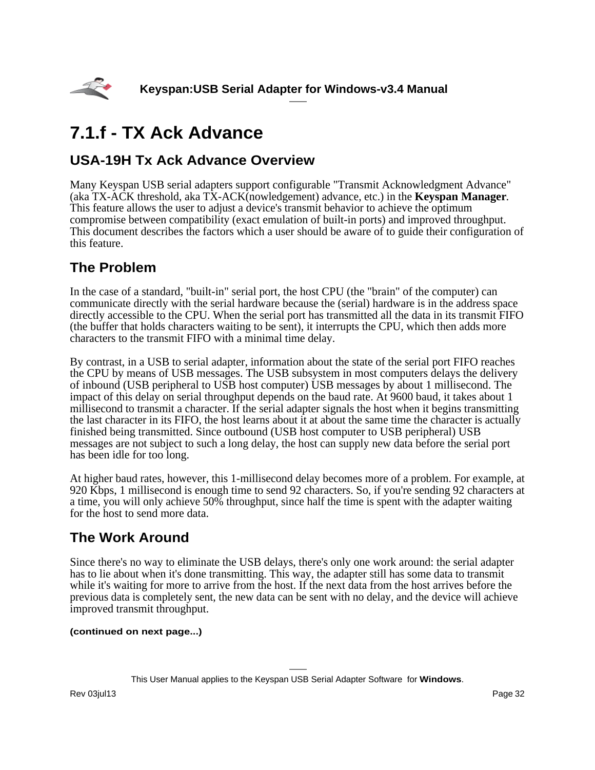# 7.1.f - TX Ack Advance

## USA-19H Tx Ack Advance Overview

Many Keyspan USB serial adapters support configurable "Transmit Acknowledgment Advance" (aka TX-ACK threshold, aka TX-ACK(nowledgement) advance, etc.) in the **Keyspan Manager**. This feature allows the user to adjust a device's transmit behavior to achieve the optimum compromise between compatibility (exact emulation of built-in ports) and improved throughput. This document describes the factors which a user should be aware of to guide their configuration of this feature.

## The Problem

In the case of a standard, "built-in" serial port, the host CPU (the "brain" of the computer) can communicate directly with the serial hardware because the (serial) hardware is in the address space directly accessible to the CPU. When the serial port has transmitted all the data in its transmit FIFO (the buffer that holds characters waiting to be sent), it interrupts the CPU, which then adds more characters to the transmit FIFO with a minimal time delay.

By contrast, in a USB to serial adapter, information about the state of the serial port FIFO reaches the CPU by means of USB messages. The USB subsystem in most computers delays the delivery of inbound (USB peripheral to USB host computer) USB messages by about 1 millisecond. The impact of this delay on serial throughput depends on the baud rate. At 9600 baud, it takes about 1 millisecond to transmit a character. If the serial adapter signals the host when it begins transmitting the last character in its FIFO, the host learns about it at about the same time the character is actually finished being transmitted. Since outbound (USB host computer to USB peripheral) USB messages are not subject to such a long delay, the host can supply new data before the serial port has been idle for too long.

At higher baud rates, however, this 1-millisecond delay becomes more of a problem. For example, at 920 Kbps, 1 millisecond is enough time to send 92 characters. So, if you're sending 92 characters at a time, you will only achieve 50% throughput, since half the time is spent with the adapter waiting for the host to send more data.

## The Work Around

Since there's no way to eliminate the USB delays, there's only one work around: the serial adapter has to lie about when it's done transmitting. This way, the adapter still has some data to transmit while it's waiting for more to arrive from the host. If the next data from the host arrives before the previous data is completely sent, the new data can be sent with no delay, and the device will achieve improved transmit throughput.

**(continued on next page...)**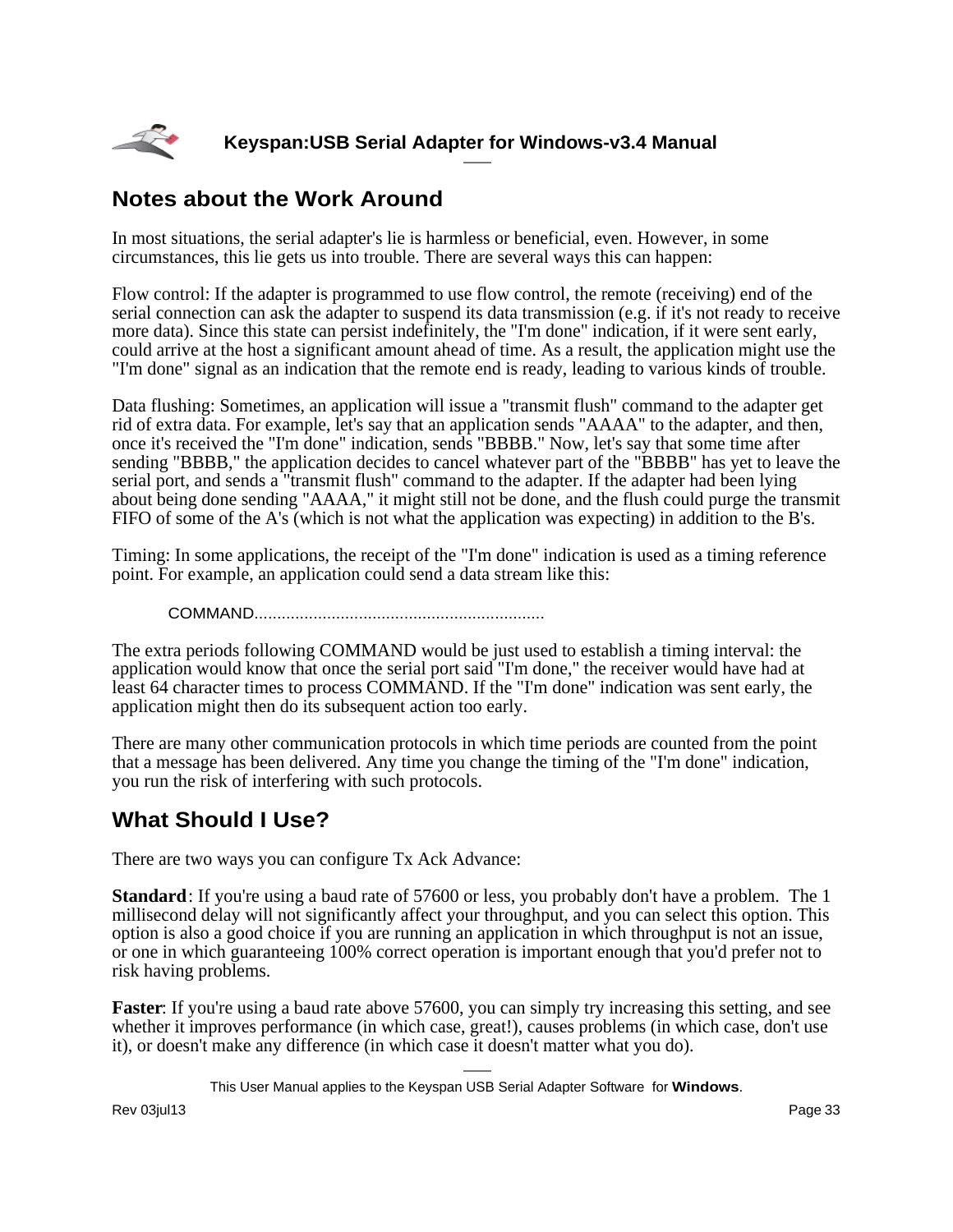## Notes about the Work Around

In most situations, the serial adapter's lie is harmless or beneficial, even. However, in some circumstances, this lie gets us into trouble. There are several ways this can happen:

Flow control: If the adapter is programmed to use flow control, the remote (receiving) end of the serial connection can ask the adapter to suspend its data transmission (e.g. if it's not ready to receive more data). Since this state can persist indefinitely, the "I'm done" indication, if it were sent early, could arrive at the host a significant amount ahead of time. As a result, the application might use the "I'm done" signal as an indication that the remote end is ready, leading to various kinds of trouble.

Data flushing: Sometimes, an application will issue a "transmit flush" command to the adapter get rid of extra data. For example, let's say that an application sends "AAAA" to the adapter, and then, once it's received the "I'm done" indication, sends "BBBB." Now, let's say that some time after sending "BBBB," the application decides to cancel whatever part of the "BBBB" has yet to leave the serial port, and sends a "transmit flush" command to the adapter. If the adapter had been lying about being done sending "AAAA," it might still not be done, and the flush could purge the transmit FIFO of some of the A's (which is not what the application was expecting) in addition to the B's.

Timing: In some applications, the receipt of the "I'm done" indication is used as a timing reference point. For example, an application could send a data stream like this:

```
COMMAND................................................................
```

The extra periods following COMMAND would be just used to establish a timing interval: the application would know that once the serial port said "I'm done," the receiver would have had at least 64 character times to process COMMAND. If the "I'm done" indication was sent early, the application might then do its subsequent action too early.

There are many other communication protocols in which time periods are counted from the point that a message has been delivered. Any time you change the timing of the "I'm done" indication, you run the risk of interfering with such protocols.

## What Should I Use?

There are two ways you can configure Tx Ack Advance:

**Standard**: If you're using a baud rate of 57600 or less, you probably don't have a problem. The 1 millisecond delay will not significantly affect your throughput, and you can select this option. This option is also a good choice if you are running an application in which throughput is not an issue, or one in which guaranteeing 100% correct operation is important enough that you'd prefer not to risk having problems.

**Faster**: If you're using a baud rate above 57600, you can simply try increasing this setting, and see whether it improves performance (in which case, great!), causes problems (in which case, don't use it), or doesn't make any difference (in which case it doesn't matter what you do).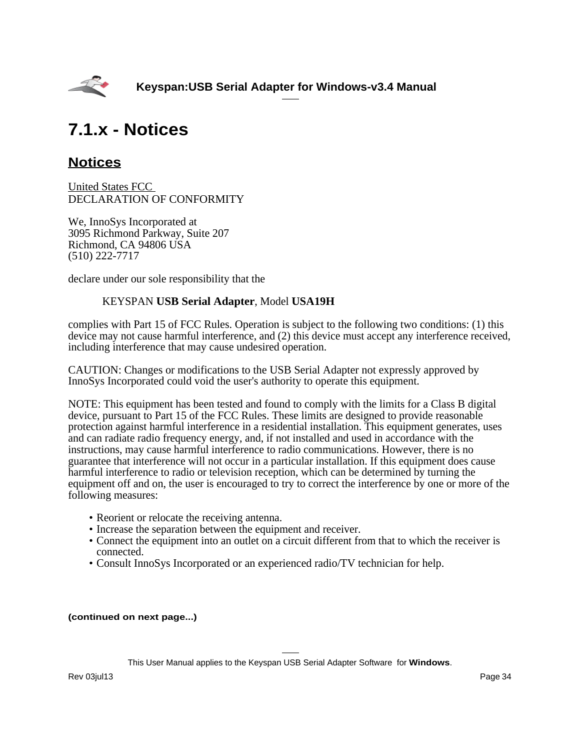# 7.1.x - Notices

## Notices

United States FCC
DECLARATION OF CONFORMITY

We, InnoSys Incorporated at
3095 Richmond Parkway, Suite 207
Richmond, CA 94806 USA
(510) 222-7717

declare under our sole responsibility that the

KEYSPAN **USB Serial Adapter**, Model **USA19H**

complies with Part 15 of FCC Rules. Operation is subject to the following two conditions: (1) this device may not cause harmful interference, and (2) this device must accept any interference received, including interference that may cause undesired operation.

CAUTION: Changes or modifications to the USB Serial Adapter not expressly approved by InnoSys Incorporated could void the user's authority to operate this equipment.

NOTE: This equipment has been tested and found to comply with the limits for a Class B digital device, pursuant to Part 15 of the FCC Rules. These limits are designed to provide reasonable protection against harmful interference in a residential installation. This equipment generates, uses and can radiate radio frequency energy, and, if not installed and used in accordance with the instructions, may cause harmful interference to radio communications. However, there is no guarantee that interference will not occur in a particular installation. If this equipment does cause harmful interference to radio or television reception, which can be determined by turning the equipment off and on, the user is encouraged to try to correct the interference by one or more of the following measures:

- Reorient or relocate the receiving antenna.
- Increase the separation between the equipment and receiver.
- Connect the equipment into an outlet on a circuit different from that to which the receiver is connected.
- Consult InnoSys Incorporated or an experienced radio/TV technician for help.

**(continued on next page...)**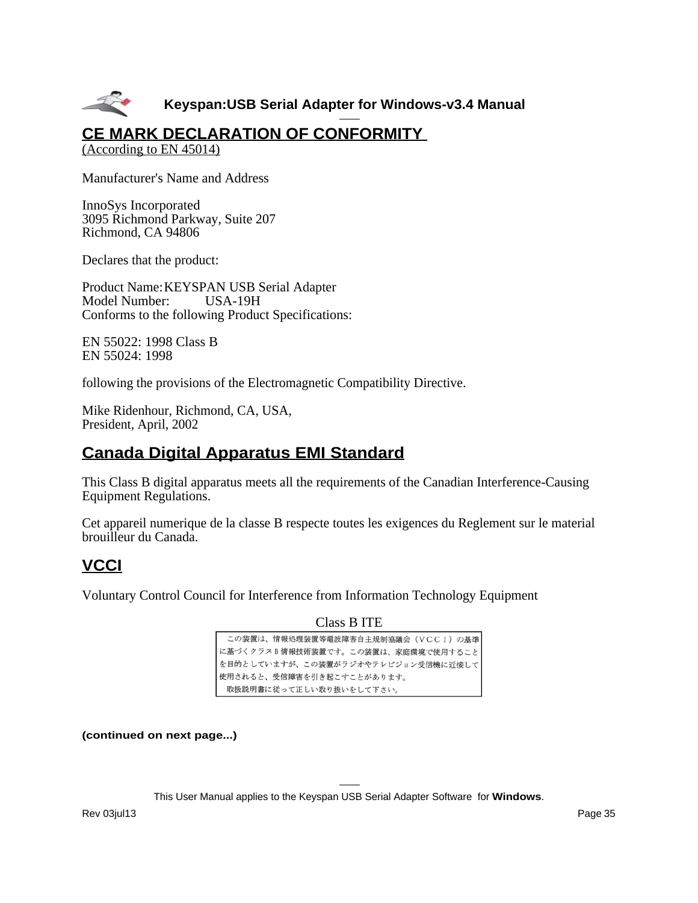## CE MARK DECLARATION OF CONFORMITY

(According to EN 45014)

Manufacturer's Name and Address

InnoSys Incorporated
3095 Richmond Parkway, Suite 207
Richmond, CA 94806

Declares that the product:

Product Name: KEYSPAN USB Serial Adapter
Model Number: USA-19H
Conforms to the following Product Specifications:

EN 55022: 1998 Class B
EN 55024: 1998

following the provisions of the Electromagnetic Compatibility Directive.

Mike Ridenhour, Richmond, CA, USA,
President, April, 2002

## Canada Digital Apparatus EMI Standard

This Class B digital apparatus meets all the requirements of the Canadian Interference-Causing Equipment Regulations.

Cet appareil numerique de la classe B respecte toutes les exigences du Reglement sur le material brouilleur du Canada.

## VCCI

Voluntary Control Council for Interference from Information Technology Equipment

Class B ITE

この装置は、情報処理装置等電波障害自主規制協議会（ＶＣＣＩ）の基準に基づくクラスＢ情報技術装置です。この装置は、家庭環境で使用することを目的としていますが、この装置がラジオやテレビジョン受信機に近接して使用されると、受信障害を引き起こすことがあります。
取扱説明書に従って正しい取り扱いをして下さい。

**(continued on next page...)**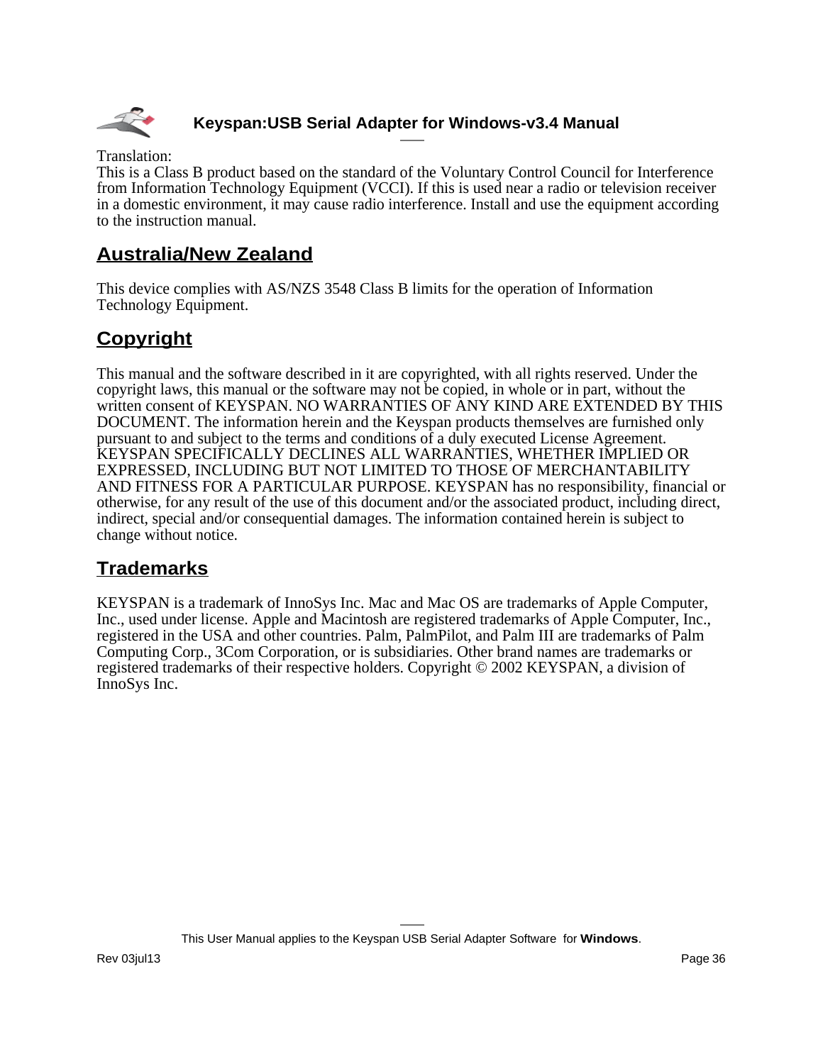Translation:
This is a Class B product based on the standard of the Voluntary Control Council for Interference from Information Technology Equipment (VCCI). If this is used near a radio or television receiver in a domestic environment, it may cause radio interference. Install and use the equipment according to the instruction manual.

## Australia/New Zealand

This device complies with AS/NZS 3548 Class B limits for the operation of Information Technology Equipment.

## Copyright

This manual and the software described in it are copyrighted, with all rights reserved. Under the copyright laws, this manual or the software may not be copied, in whole or in part, without the written consent of KEYSPAN. NO WARRANTIES OF ANY KIND ARE EXTENDED BY THIS DOCUMENT. The information herein and the Keyspan products themselves are furnished only pursuant to and subject to the terms and conditions of a duly executed License Agreement. KEYSPAN SPECIFICALLY DECLINES ALL WARRANTIES, WHETHER IMPLIED OR EXPRESSED, INCLUDING BUT NOT LIMITED TO THOSE OF MERCHANTABILITY AND FITNESS FOR A PARTICULAR PURPOSE. KEYSPAN has no responsibility, financial or otherwise, for any result of the use of this document and/or the associated product, including direct, indirect, special and/or consequential damages. The information contained herein is subject to change without notice.

## Trademarks

KEYSPAN is a trademark of InnoSys Inc. Mac and Mac OS are trademarks of Apple Computer, Inc., used under license. Apple and Macintosh are registered trademarks of Apple Computer, Inc., registered in the USA and other countries. Palm, PalmPilot, and Palm III are trademarks of Palm Computing Corp., 3Com Corporation, or is subsidiaries. Other brand names are trademarks or registered trademarks of their respective holders. Copyright © 2002 KEYSPAN, a division of InnoSys Inc.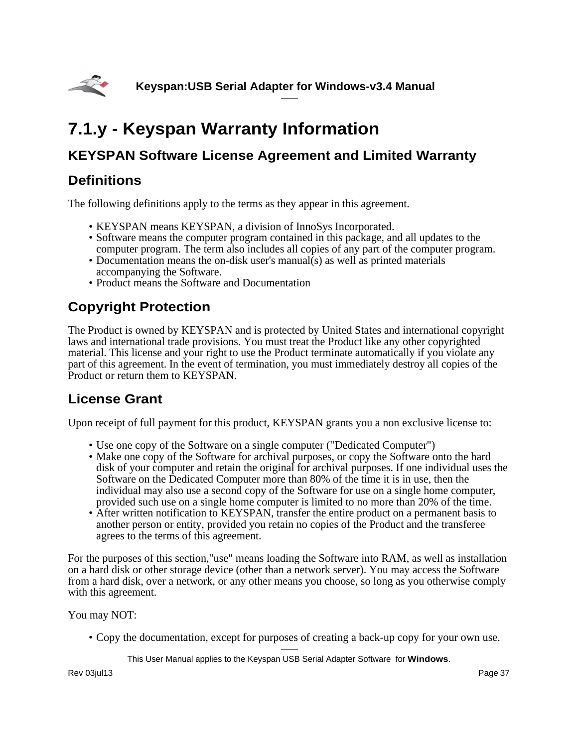# 7.1.y - Keyspan Warranty Information

## KEYSPAN Software License Agreement and Limited Warranty

## Definitions

The following definitions apply to the terms as they appear in this agreement.

- KEYSPAN means KEYSPAN, a division of InnoSys Incorporated.
- Software means the computer program contained in this package, and all updates to the computer program. The term also includes all copies of any part of the computer program.
- Documentation means the on-disk user's manual(s) as well as printed materials accompanying the Software.
- Product means the Software and Documentation

## Copyright Protection

The Product is owned by KEYSPAN and is protected by United States and international copyright laws and international trade provisions. You must treat the Product like any other copyrighted material. This license and your right to use the Product terminate automatically if you violate any part of this agreement. In the event of termination, you must immediately destroy all copies of the Product or return them to KEYSPAN.

## License Grant

Upon receipt of full payment for this product, KEYSPAN grants you a non exclusive license to:

- Use one copy of the Software on a single computer ("Dedicated Computer")
- Make one copy of the Software for archival purposes, or copy the Software onto the hard disk of your computer and retain the original for archival purposes. If one individual uses the Software on the Dedicated Computer more than 80% of the time it is in use, then the individual may also use a second copy of the Software for use on a single home computer, provided such use on a single home computer is limited to no more than 20% of the time.
- After written notification to KEYSPAN, transfer the entire product on a permanent basis to another person or entity, provided you retain no copies of the Product and the transferee agrees to the terms of this agreement.

For the purposes of this section,"use" means loading the Software into RAM, as well as installation on a hard disk or other storage device (other than a network server). You may access the Software from a hard disk, over a network, or any other means you choose, so long as you otherwise comply with this agreement.

You may NOT:

- Copy the documentation, except for purposes of creating a back-up copy for your own use.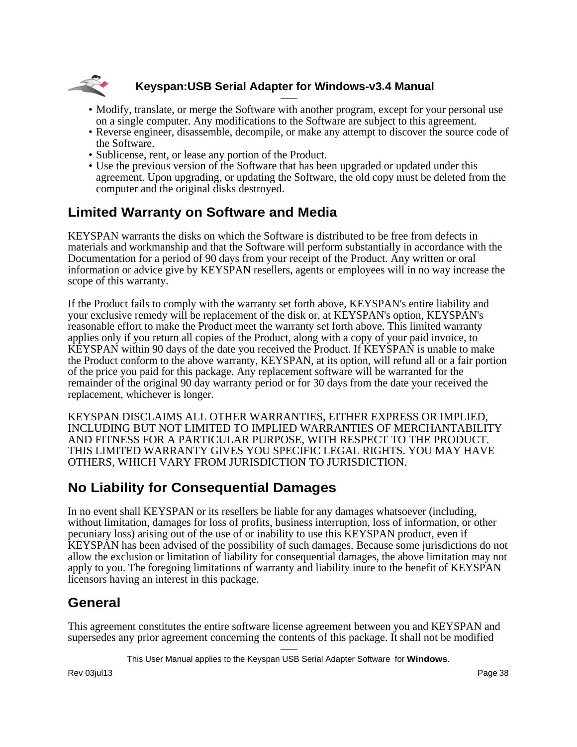- Modify, translate, or merge the Software with another program, except for your personal use on a single computer. Any modifications to the Software are subject to this agreement.
- Reverse engineer, disassemble, decompile, or make any attempt to discover the source code of the Software.
- Sublicense, rent, or lease any portion of the Product.
- Use the previous version of the Software that has been upgraded or updated under this agreement. Upon upgrading, or updating the Software, the old copy must be deleted from the computer and the original disks destroyed.

## Limited Warranty on Software and Media

KEYSPAN warrants the disks on which the Software is distributed to be free from defects in materials and workmanship and that the Software will perform substantially in accordance with the Documentation for a period of 90 days from your receipt of the Product. Any written or oral information or advice give by KEYSPAN resellers, agents or employees will in no way increase the scope of this warranty.

If the Product fails to comply with the warranty set forth above, KEYSPAN's entire liability and your exclusive remedy will be replacement of the disk or, at KEYSPAN's option, KEYSPAN's reasonable effort to make the Product meet the warranty set forth above. This limited warranty applies only if you return all copies of the Product, along with a copy of your paid invoice, to KEYSPAN within 90 days of the date you received the Product. If KEYSPAN is unable to make the Product conform to the above warranty, KEYSPAN, at its option, will refund all or a fair portion of the price you paid for this package. Any replacement software will be warranted for the remainder of the original 90 day warranty period or for 30 days from the date your received the replacement, whichever is longer.

KEYSPAN DISCLAIMS ALL OTHER WARRANTIES, EITHER EXPRESS OR IMPLIED, INCLUDING BUT NOT LIMITED TO IMPLIED WARRANTIES OF MERCHANTABILITY AND FITNESS FOR A PARTICULAR PURPOSE, WITH RESPECT TO THE PRODUCT. THIS LIMITED WARRANTY GIVES YOU SPECIFIC LEGAL RIGHTS. YOU MAY HAVE OTHERS, WHICH VARY FROM JURISDICTION TO JURISDICTION.

## No Liability for Consequential Damages

In no event shall KEYSPAN or its resellers be liable for any damages whatsoever (including, without limitation, damages for loss of profits, business interruption, loss of information, or other pecuniary loss) arising out of the use of or inability to use this KEYSPAN product, even if KEYSPAN has been advised of the possibility of such damages. Because some jurisdictions do not allow the exclusion or limitation of liability for consequential damages, the above limitation may not apply to you. The foregoing limitations of warranty and liability inure to the benefit of KEYSPAN licensors having an interest in this package.

## General

This agreement constitutes the entire software license agreement between you and KEYSPAN and supersedes any prior agreement concerning the contents of this package. It shall not be modified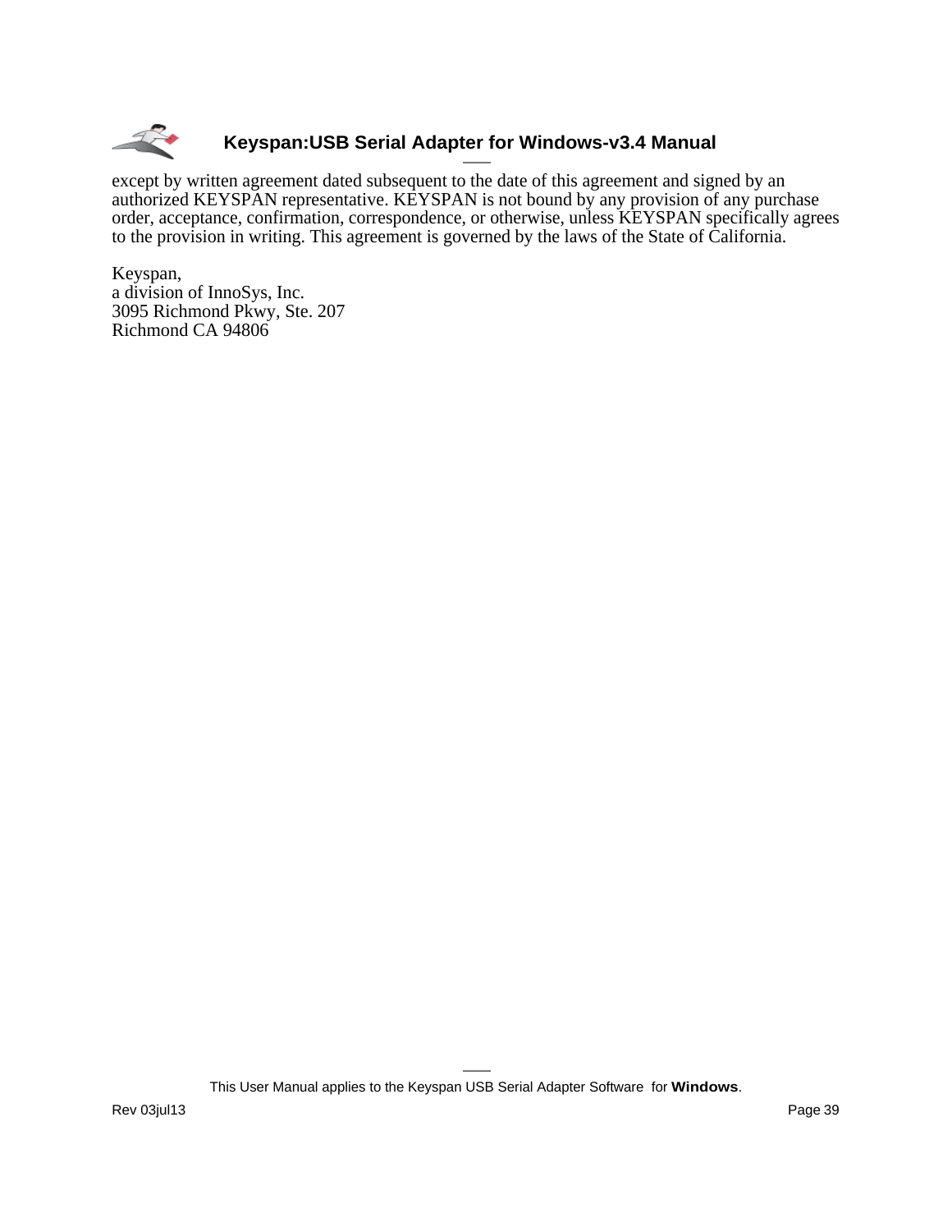except by written agreement dated subsequent to the date of this agreement and signed by an authorized KEYSPAN representative. KEYSPAN is not bound by any provision of any purchase order, acceptance, confirmation, correspondence, or otherwise, unless KEYSPAN specifically agrees to the provision in writing. This agreement is governed by the laws of the State of California.

Keyspan,
a division of InnoSys, Inc.
3095 Richmond Pkwy, Ste. 207
Richmond CA 94806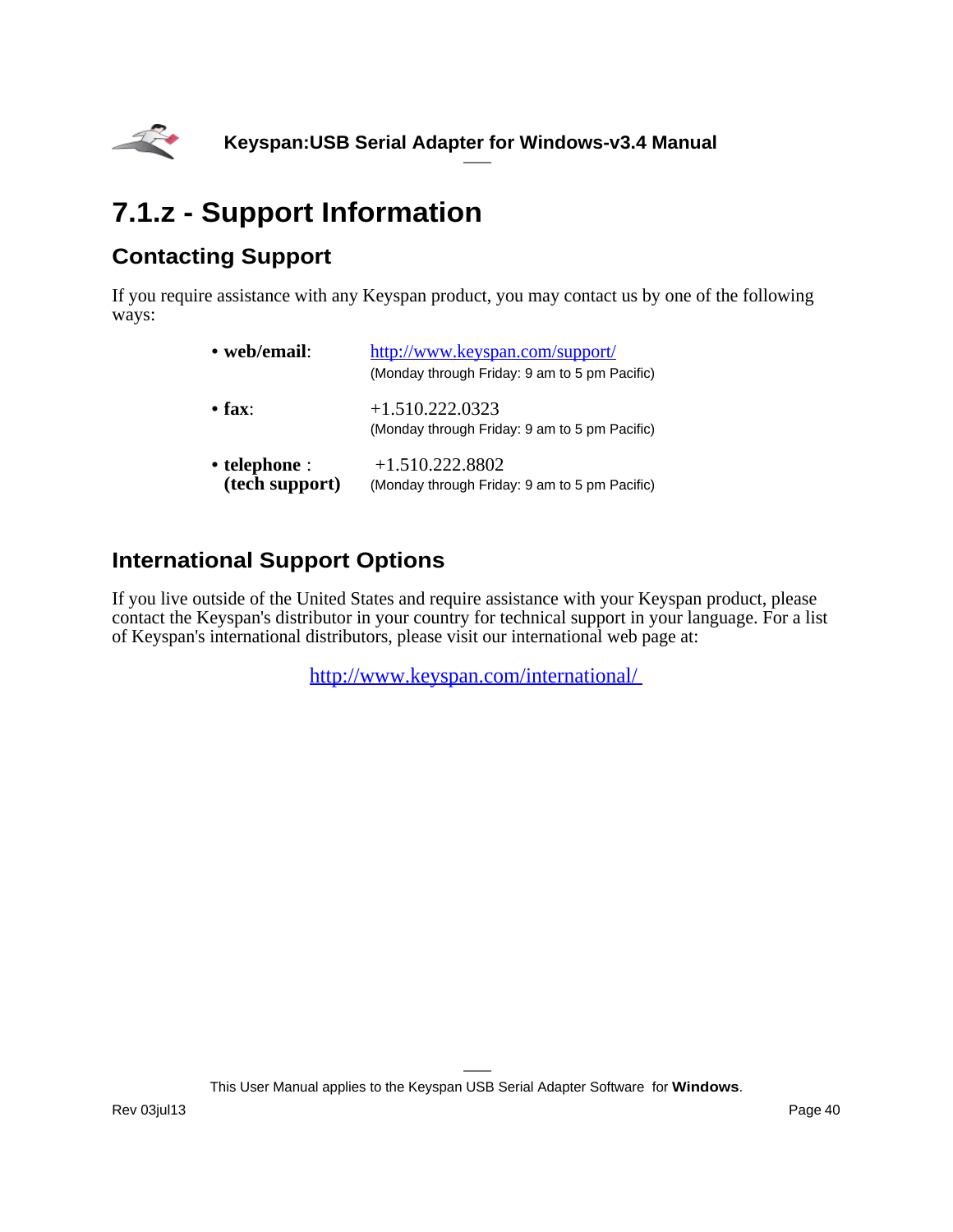# 7.1.z - Support Information

## Contacting Support

If you require assistance with any Keyspan product, you may contact us by one of the following ways:

- **web/email**: http://www.keyspan.com/support/
  (Monday through Friday: 9 am to 5 pm Pacific)
- **fax**: +1.510.222.0323
  (Monday through Friday: 9 am to 5 pm Pacific)
- **telephone** : **(tech support)** +1.510.222.8802
  (Monday through Friday: 9 am to 5 pm Pacific)

## International Support Options

If you live outside of the United States and require assistance with your Keyspan product, please contact the Keyspan's distributor in your country for technical support in your language. For a list of Keyspan's international distributors, please visit our international web page at:

http://www.keyspan.com/international/